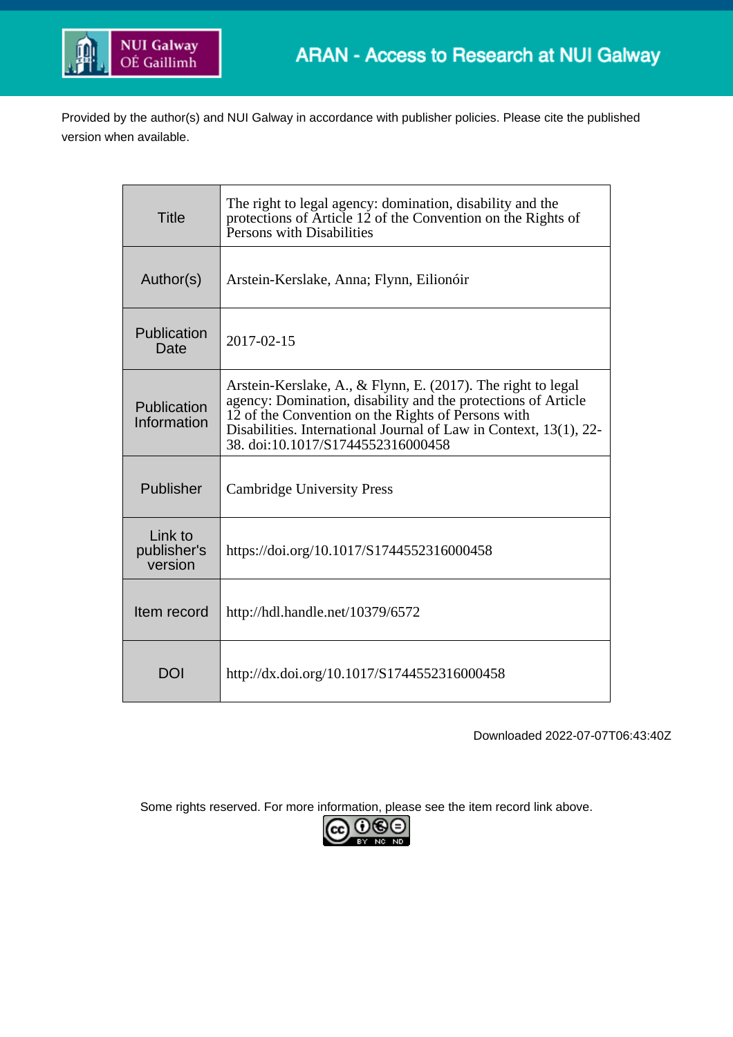NUI Galway
OÉ Gaillimh

ARAN - Access to Research at NUI Galway

Provided by the author(s) and NUI Galway in accordance with publisher policies. Please cite the published version when available.

| | |
|---|---|
| Title | The right to legal agency: domination, disability and the protections of Article 12 of the Convention on the Rights of Persons with Disabilities |
| Author(s) | Arstein-Kerslake, Anna; Flynn, Eilionóir |
| Publication Date | 2017-02-15 |
| Publication Information | Arstein-Kerslake, A., & Flynn, E. (2017). The right to legal agency: Domination, disability and the protections of Article 12 of the Convention on the Rights of Persons with Disabilities. International Journal of Law in Context, 13(1), 22-38. doi:10.1017/S1744552316000458 |
| Publisher | Cambridge University Press |
| Link to publisher's version | https://doi.org/10.1017/S1744552316000458 |
| Item record | http://hdl.handle.net/10379/6572 |
| DOI | http://dx.doi.org/10.1017/S1744552316000458 |

Downloaded 2022-07-07T06:43:40Z

Some rights reserved. For more information, please see the item record link above.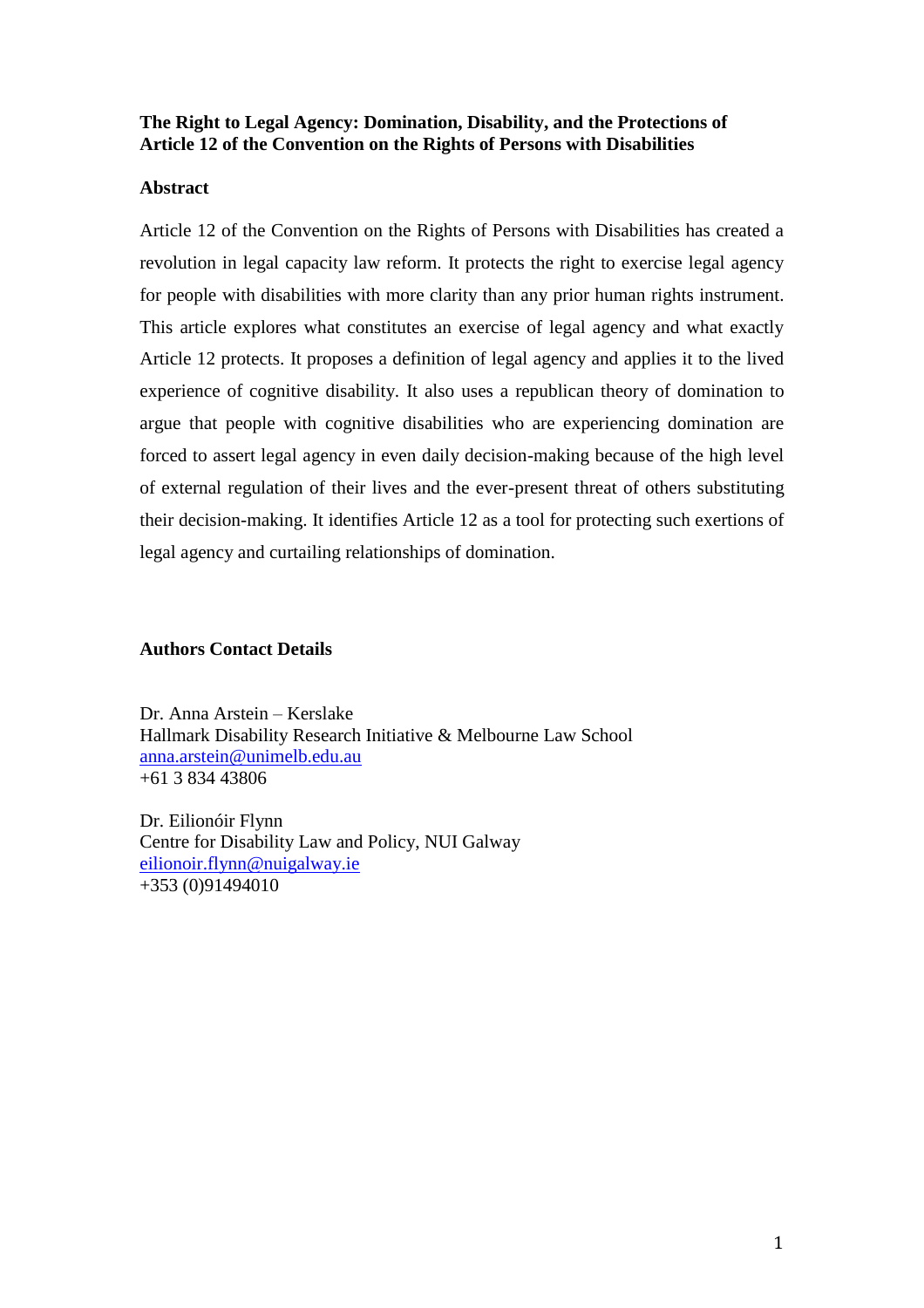**The Right to Legal Agency: Domination, Disability, and the Protections of Article 12 of the Convention on the Rights of Persons with Disabilities**

**Abstract**

Article 12 of the Convention on the Rights of Persons with Disabilities has created a revolution in legal capacity law reform. It protects the right to exercise legal agency for people with disabilities with more clarity than any prior human rights instrument. This article explores what constitutes an exercise of legal agency and what exactly Article 12 protects. It proposes a definition of legal agency and applies it to the lived experience of cognitive disability. It also uses a republican theory of domination to argue that people with cognitive disabilities who are experiencing domination are forced to assert legal agency in even daily decision-making because of the high level of external regulation of their lives and the ever-present threat of others substituting their decision-making. It identifies Article 12 as a tool for protecting such exertions of legal agency and curtailing relationships of domination.

**Authors Contact Details**

Dr. Anna Arstein – Kerslake
Hallmark Disability Research Initiative & Melbourne Law School
anna.arstein@unimelb.edu.au
+61 3 834 43806

Dr. Eilionóir Flynn
Centre for Disability Law and Policy, NUI Galway
eilionoir.flynn@nuigalway.ie
+353 (0)91494010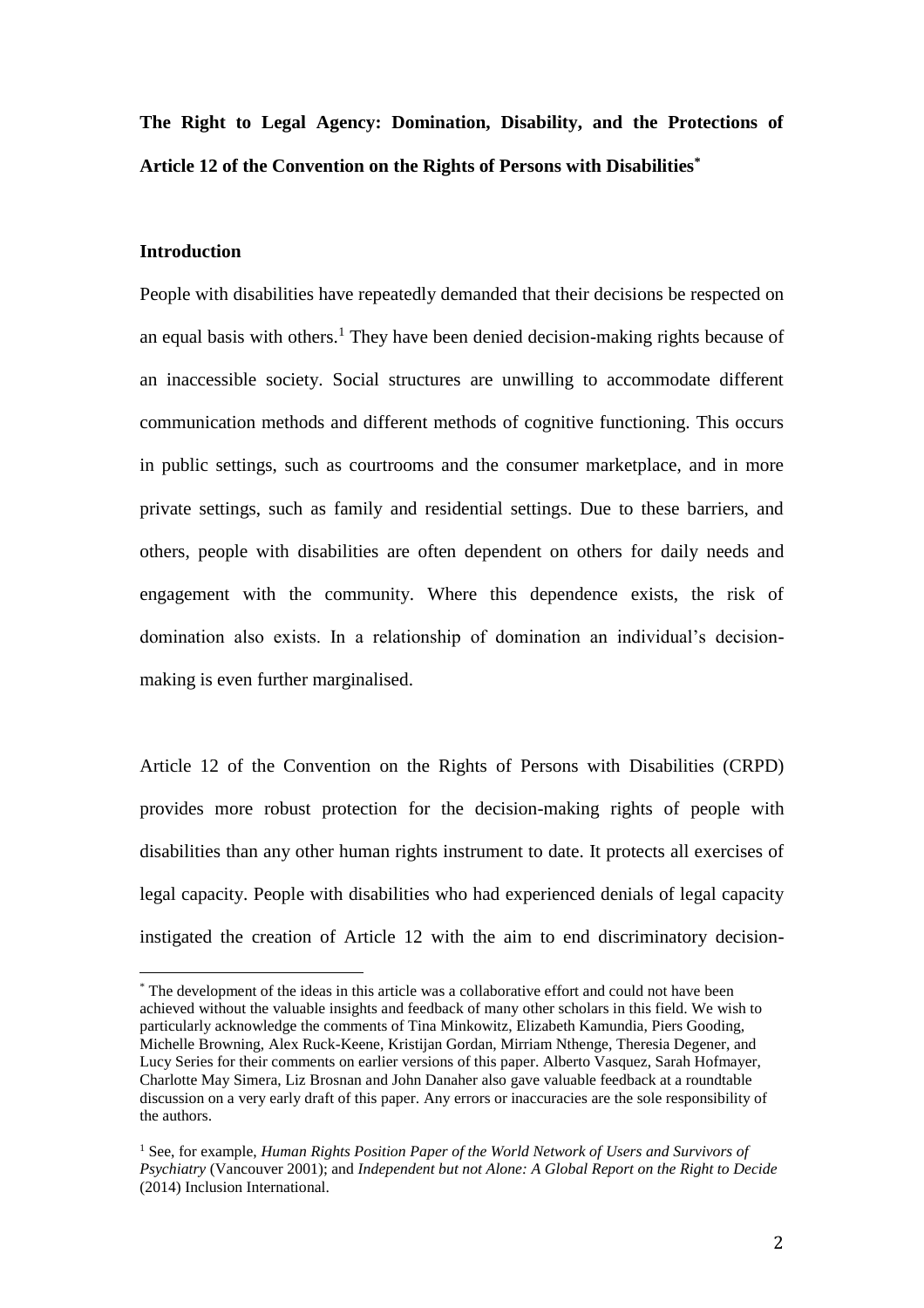**The Right to Legal Agency: Domination, Disability, and the Protections of Article 12 of the Convention on the Rights of Persons with Disabilities**[*]

## Introduction

People with disabilities have repeatedly demanded that their decisions be respected on an equal basis with others.[1] They have been denied decision-making rights because of an inaccessible society. Social structures are unwilling to accommodate different communication methods and different methods of cognitive functioning. This occurs in public settings, such as courtrooms and the consumer marketplace, and in more private settings, such as family and residential settings. Due to these barriers, and others, people with disabilities are often dependent on others for daily needs and engagement with the community. Where this dependence exists, the risk of domination also exists. In a relationship of domination an individual's decision-making is even further marginalised.

Article 12 of the Convention on the Rights of Persons with Disabilities (CRPD) provides more robust protection for the decision-making rights of people with disabilities than any other human rights instrument to date. It protects all exercises of legal capacity. People with disabilities who had experienced denials of legal capacity instigated the creation of Article 12 with the aim to end discriminatory decision-

---

[*] The development of the ideas in this article was a collaborative effort and could not have been achieved without the valuable insights and feedback of many other scholars in this field. We wish to particularly acknowledge the comments of Tina Minkowitz, Elizabeth Kamundia, Piers Gooding, Michelle Browning, Alex Ruck-Keene, Kristijan Gordan, Mirriam Nthenge, Theresia Degener, and Lucy Series for their comments on earlier versions of this paper. Alberto Vasquez, Sarah Hofmayer, Charlotte May Simera, Liz Brosnan and John Danaher also gave valuable feedback at a roundtable discussion on a very early draft of this paper. Any errors or inaccuracies are the sole responsibility of the authors.

[1] See, for example, *Human Rights Position Paper of the World Network of Users and Survivors of Psychiatry* (Vancouver 2001); and *Independent but not Alone: A Global Report on the Right to Decide* (2014) Inclusion International.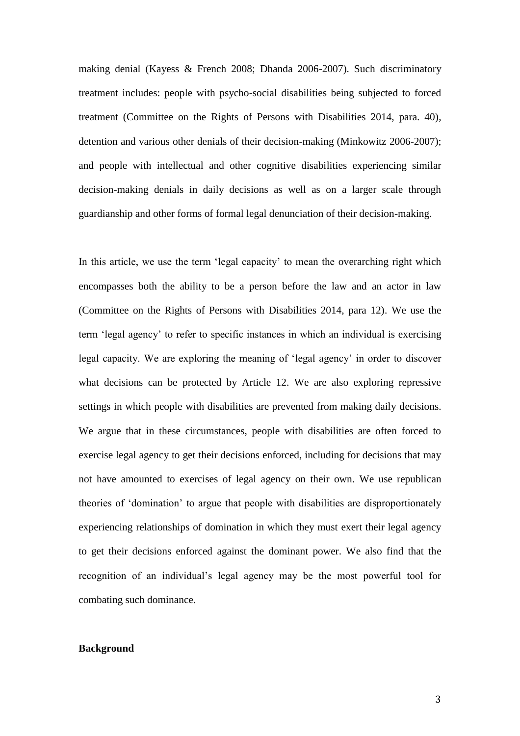making denial (Kayess & French 2008; Dhanda 2006-2007). Such discriminatory treatment includes: people with psycho-social disabilities being subjected to forced treatment (Committee on the Rights of Persons with Disabilities 2014, para. 40), detention and various other denials of their decision-making (Minkowitz 2006-2007); and people with intellectual and other cognitive disabilities experiencing similar decision-making denials in daily decisions as well as on a larger scale through guardianship and other forms of formal legal denunciation of their decision-making.

In this article, we use the term 'legal capacity' to mean the overarching right which encompasses both the ability to be a person before the law and an actor in law (Committee on the Rights of Persons with Disabilities 2014, para 12). We use the term 'legal agency' to refer to specific instances in which an individual is exercising legal capacity. We are exploring the meaning of 'legal agency' in order to discover what decisions can be protected by Article 12. We are also exploring repressive settings in which people with disabilities are prevented from making daily decisions. We argue that in these circumstances, people with disabilities are often forced to exercise legal agency to get their decisions enforced, including for decisions that may not have amounted to exercises of legal agency on their own. We use republican theories of 'domination' to argue that people with disabilities are disproportionately experiencing relationships of domination in which they must exert their legal agency to get their decisions enforced against the dominant power. We also find that the recognition of an individual's legal agency may be the most powerful tool for combating such dominance.

**Background**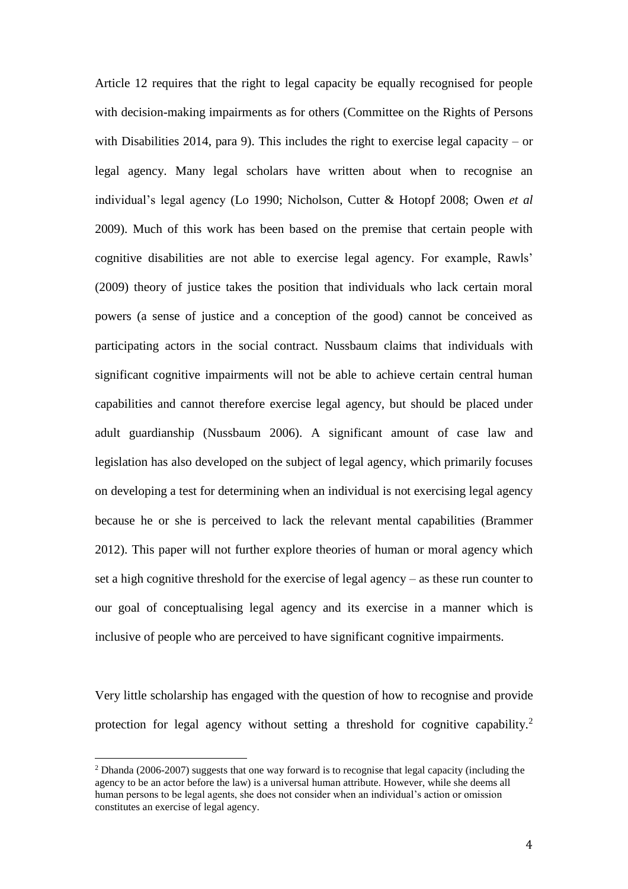Article 12 requires that the right to legal capacity be equally recognised for people with decision-making impairments as for others (Committee on the Rights of Persons with Disabilities 2014, para 9). This includes the right to exercise legal capacity – or legal agency. Many legal scholars have written about when to recognise an individual's legal agency (Lo 1990; Nicholson, Cutter & Hotopf 2008; Owen *et al* 2009). Much of this work has been based on the premise that certain people with cognitive disabilities are not able to exercise legal agency. For example, Rawls' (2009) theory of justice takes the position that individuals who lack certain moral powers (a sense of justice and a conception of the good) cannot be conceived as participating actors in the social contract. Nussbaum claims that individuals with significant cognitive impairments will not be able to achieve certain central human capabilities and cannot therefore exercise legal agency, but should be placed under adult guardianship (Nussbaum 2006). A significant amount of case law and legislation has also developed on the subject of legal agency, which primarily focuses on developing a test for determining when an individual is not exercising legal agency because he or she is perceived to lack the relevant mental capabilities (Brammer 2012). This paper will not further explore theories of human or moral agency which set a high cognitive threshold for the exercise of legal agency – as these run counter to our goal of conceptualising legal agency and its exercise in a manner which is inclusive of people who are perceived to have significant cognitive impairments.

Very little scholarship has engaged with the question of how to recognise and provide protection for legal agency without setting a threshold for cognitive capability.[2]

[2] Dhanda (2006-2007) suggests that one way forward is to recognise that legal capacity (including the agency to be an actor before the law) is a universal human attribute. However, while she deems all human persons to be legal agents, she does not consider when an individual's action or omission constitutes an exercise of legal agency.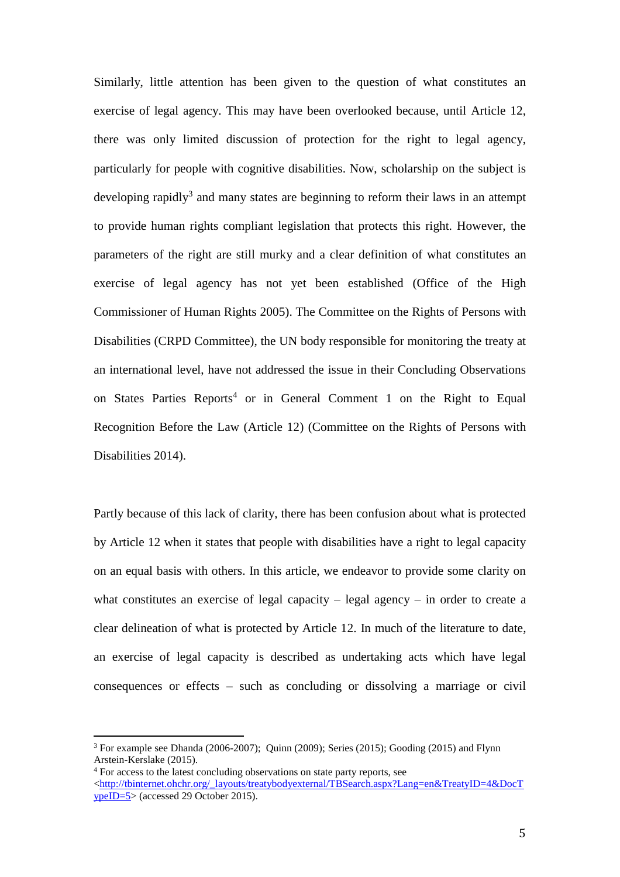Similarly, little attention has been given to the question of what constitutes an exercise of legal agency. This may have been overlooked because, until Article 12, there was only limited discussion of protection for the right to legal agency, particularly for people with cognitive disabilities. Now, scholarship on the subject is developing rapidly[3] and many states are beginning to reform their laws in an attempt to provide human rights compliant legislation that protects this right. However, the parameters of the right are still murky and a clear definition of what constitutes an exercise of legal agency has not yet been established (Office of the High Commissioner of Human Rights 2005). The Committee on the Rights of Persons with Disabilities (CRPD Committee), the UN body responsible for monitoring the treaty at an international level, have not addressed the issue in their Concluding Observations on States Parties Reports[4] or in General Comment 1 on the Right to Equal Recognition Before the Law (Article 12) (Committee on the Rights of Persons with Disabilities 2014).

Partly because of this lack of clarity, there has been confusion about what is protected by Article 12 when it states that people with disabilities have a right to legal capacity on an equal basis with others. In this article, we endeavor to provide some clarity on what constitutes an exercise of legal capacity – legal agency – in order to create a clear delineation of what is protected by Article 12. In much of the literature to date, an exercise of legal capacity is described as undertaking acts which have legal consequences or effects – such as concluding or dissolving a marriage or civil

---

[3] For example see Dhanda (2006-2007); Quinn (2009); Series (2015); Gooding (2015) and Flynn Arstein-Kerslake (2015).

[4] For access to the latest concluding observations on state party reports, see <http://tbinternet.ohchr.org/_layouts/treatybodyexternal/TBSearch.aspx?Lang=en&TreatyID=4&DocTypeID=5> (accessed 29 October 2015).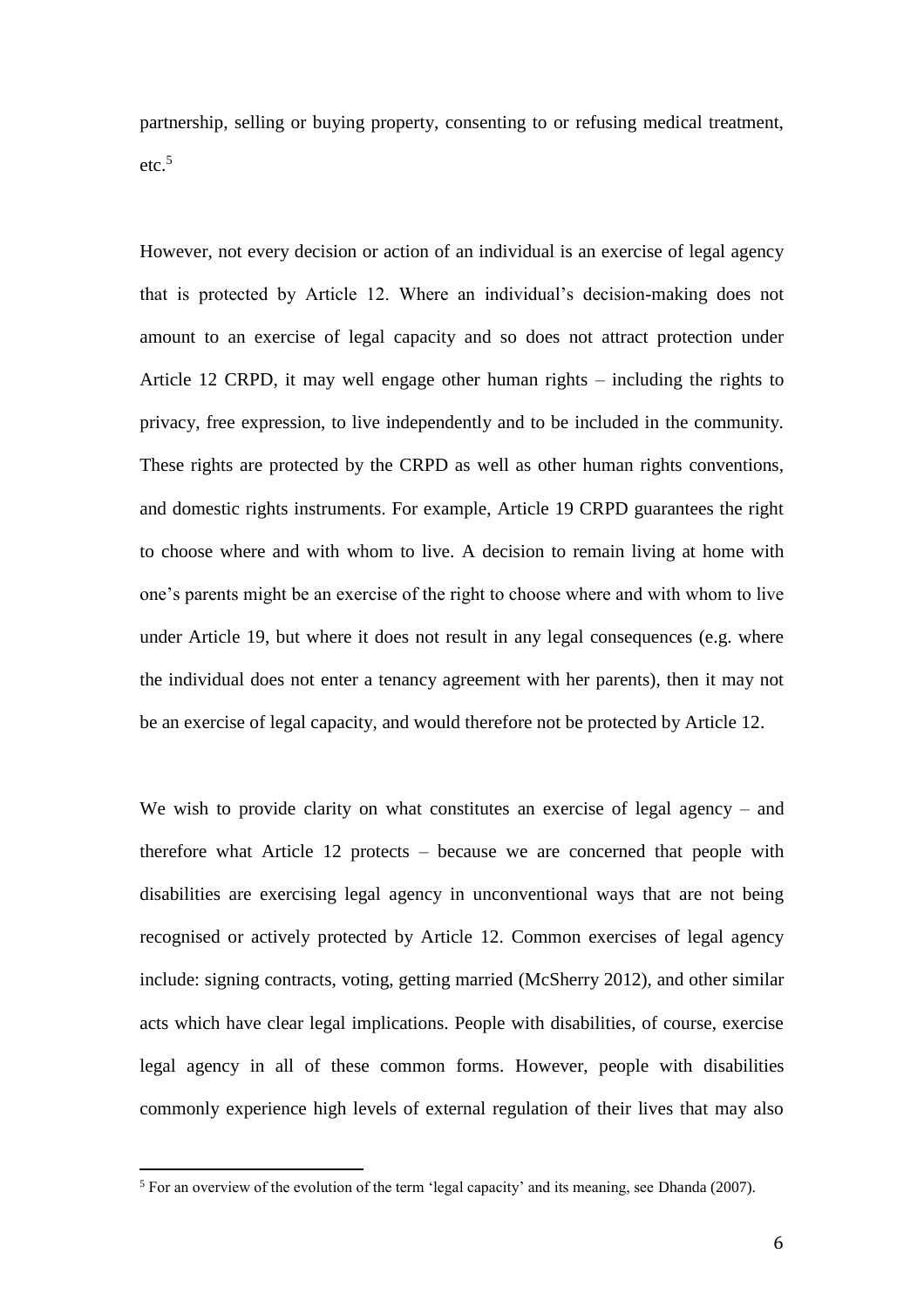partnership, selling or buying property, consenting to or refusing medical treatment, etc.[5]

However, not every decision or action of an individual is an exercise of legal agency that is protected by Article 12. Where an individual's decision-making does not amount to an exercise of legal capacity and so does not attract protection under Article 12 CRPD, it may well engage other human rights – including the rights to privacy, free expression, to live independently and to be included in the community. These rights are protected by the CRPD as well as other human rights conventions, and domestic rights instruments. For example, Article 19 CRPD guarantees the right to choose where and with whom to live. A decision to remain living at home with one's parents might be an exercise of the right to choose where and with whom to live under Article 19, but where it does not result in any legal consequences (e.g. where the individual does not enter a tenancy agreement with her parents), then it may not be an exercise of legal capacity, and would therefore not be protected by Article 12.

We wish to provide clarity on what constitutes an exercise of legal agency – and therefore what Article 12 protects – because we are concerned that people with disabilities are exercising legal agency in unconventional ways that are not being recognised or actively protected by Article 12. Common exercises of legal agency include: signing contracts, voting, getting married (McSherry 2012), and other similar acts which have clear legal implications. People with disabilities, of course, exercise legal agency in all of these common forms. However, people with disabilities commonly experience high levels of external regulation of their lives that may also

[5] For an overview of the evolution of the term 'legal capacity' and its meaning, see Dhanda (2007).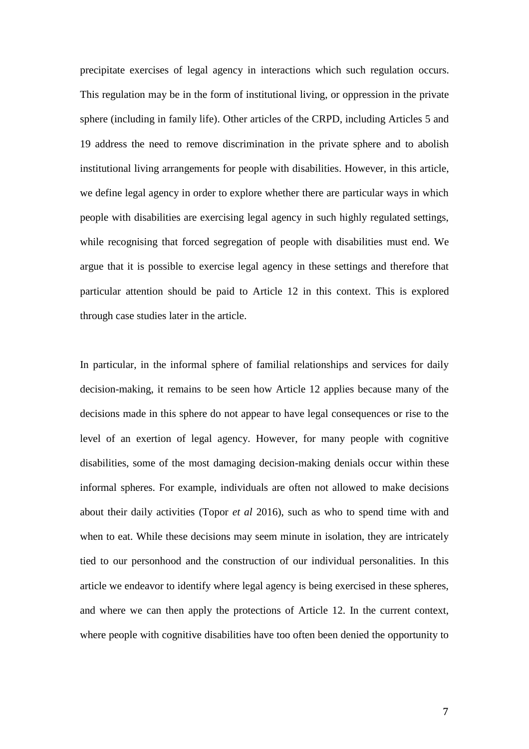precipitate exercises of legal agency in interactions which such regulation occurs. This regulation may be in the form of institutional living, or oppression in the private sphere (including in family life). Other articles of the CRPD, including Articles 5 and 19 address the need to remove discrimination in the private sphere and to abolish institutional living arrangements for people with disabilities. However, in this article, we define legal agency in order to explore whether there are particular ways in which people with disabilities are exercising legal agency in such highly regulated settings, while recognising that forced segregation of people with disabilities must end. We argue that it is possible to exercise legal agency in these settings and therefore that particular attention should be paid to Article 12 in this context. This is explored through case studies later in the article.

In particular, in the informal sphere of familial relationships and services for daily decision-making, it remains to be seen how Article 12 applies because many of the decisions made in this sphere do not appear to have legal consequences or rise to the level of an exertion of legal agency. However, for many people with cognitive disabilities, some of the most damaging decision-making denials occur within these informal spheres. For example, individuals are often not allowed to make decisions about their daily activities (Topor *et al* 2016), such as who to spend time with and when to eat. While these decisions may seem minute in isolation, they are intricately tied to our personhood and the construction of our individual personalities. In this article we endeavor to identify where legal agency is being exercised in these spheres, and where we can then apply the protections of Article 12. In the current context, where people with cognitive disabilities have too often been denied the opportunity to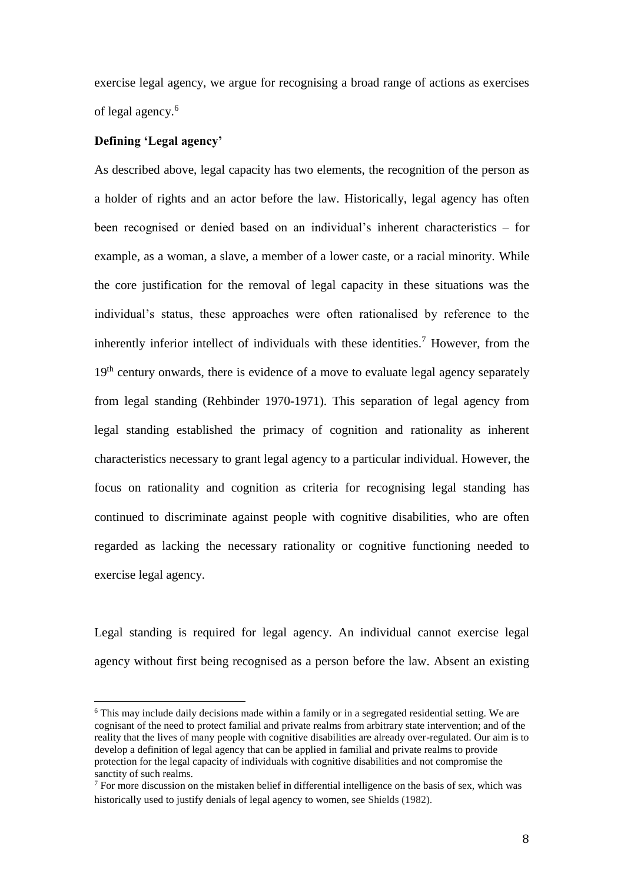exercise legal agency, we argue for recognising a broad range of actions as exercises of legal agency.[6]

### Defining 'Legal agency'

As described above, legal capacity has two elements, the recognition of the person as a holder of rights and an actor before the law. Historically, legal agency has often been recognised or denied based on an individual's inherent characteristics – for example, as a woman, a slave, a member of a lower caste, or a racial minority. While the core justification for the removal of legal capacity in these situations was the individual's status, these approaches were often rationalised by reference to the inherently inferior intellect of individuals with these identities.[7] However, from the 19th century onwards, there is evidence of a move to evaluate legal agency separately from legal standing (Rehbinder 1970-1971). This separation of legal agency from legal standing established the primacy of cognition and rationality as inherent characteristics necessary to grant legal agency to a particular individual. However, the focus on rationality and cognition as criteria for recognising legal standing has continued to discriminate against people with cognitive disabilities, who are often regarded as lacking the necessary rationality or cognitive functioning needed to exercise legal agency.

Legal standing is required for legal agency. An individual cannot exercise legal agency without first being recognised as a person before the law. Absent an existing

---

[6] This may include daily decisions made within a family or in a segregated residential setting. We are cognisant of the need to protect familial and private realms from arbitrary state intervention; and of the reality that the lives of many people with cognitive disabilities are already over-regulated. Our aim is to develop a definition of legal agency that can be applied in familial and private realms to provide protection for the legal capacity of individuals with cognitive disabilities and not compromise the sanctity of such realms.

[7] For more discussion on the mistaken belief in differential intelligence on the basis of sex, which was historically used to justify denials of legal agency to women, see Shields (1982).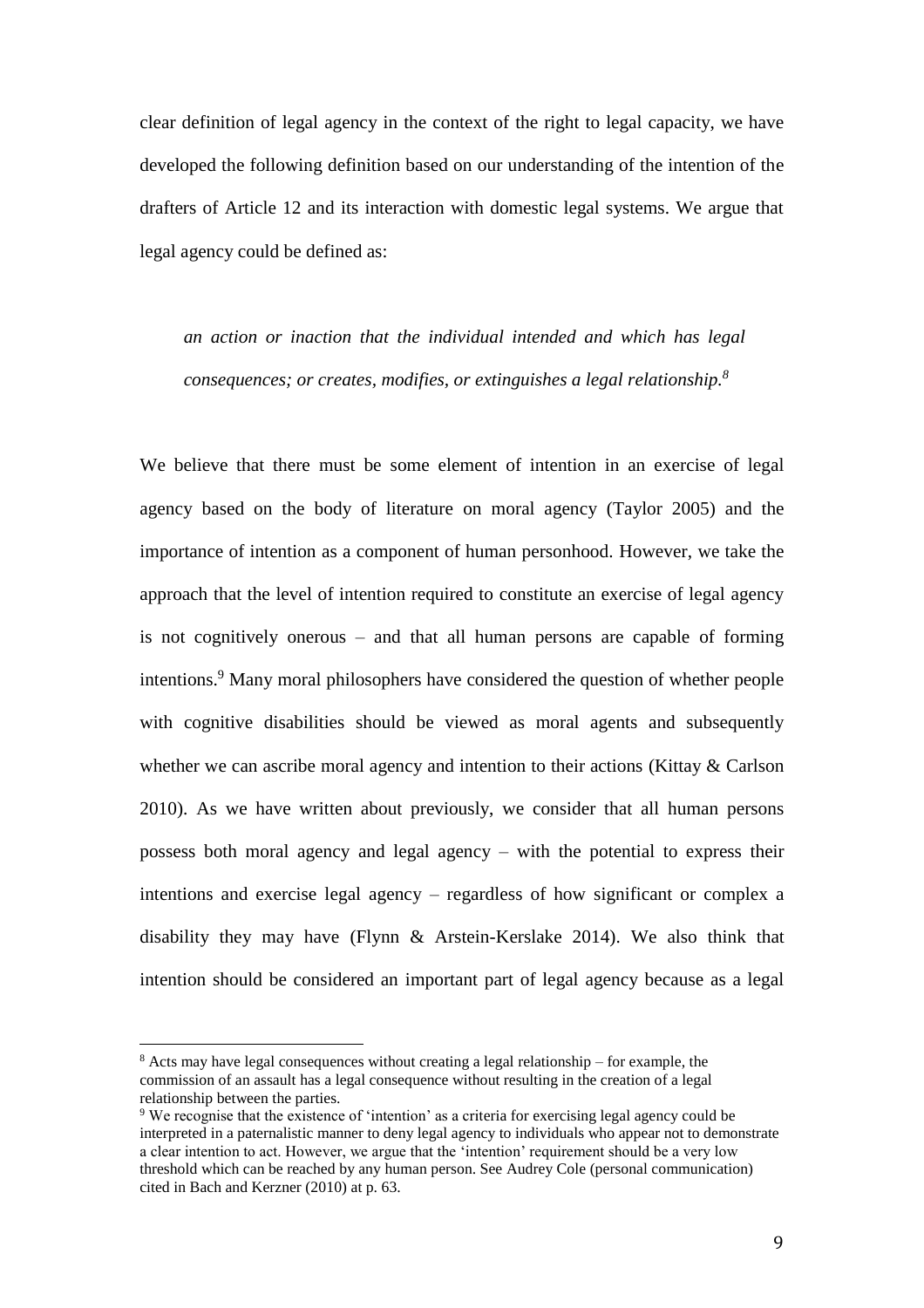clear definition of legal agency in the context of the right to legal capacity, we have developed the following definition based on our understanding of the intention of the drafters of Article 12 and its interaction with domestic legal systems. We argue that legal agency could be defined as:

> *an action or inaction that the individual intended and which has legal consequences; or creates, modifies, or extinguishes a legal relationship.*[8]

We believe that there must be some element of intention in an exercise of legal agency based on the body of literature on moral agency (Taylor 2005) and the importance of intention as a component of human personhood. However, we take the approach that the level of intention required to constitute an exercise of legal agency is not cognitively onerous – and that all human persons are capable of forming intentions.[9] Many moral philosophers have considered the question of whether people with cognitive disabilities should be viewed as moral agents and subsequently whether we can ascribe moral agency and intention to their actions (Kittay & Carlson 2010). As we have written about previously, we consider that all human persons possess both moral agency and legal agency – with the potential to express their intentions and exercise legal agency – regardless of how significant or complex a disability they may have (Flynn & Arstein-Kerslake 2014). We also think that intention should be considered an important part of legal agency because as a legal

[8] Acts may have legal consequences without creating a legal relationship – for example, the commission of an assault has a legal consequence without resulting in the creation of a legal relationship between the parties.

[9] We recognise that the existence of 'intention' as a criteria for exercising legal agency could be interpreted in a paternalistic manner to deny legal agency to individuals who appear not to demonstrate a clear intention to act. However, we argue that the 'intention' requirement should be a very low threshold which can be reached by any human person. See Audrey Cole (personal communication) cited in Bach and Kerzner (2010) at p. 63.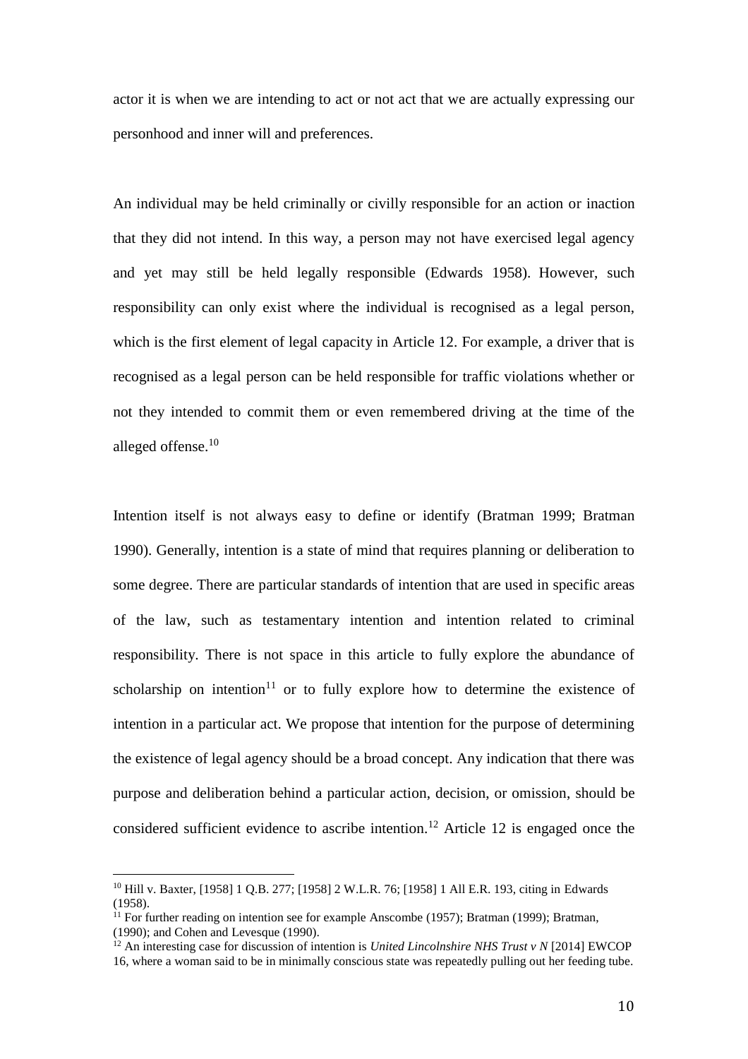actor it is when we are intending to act or not act that we are actually expressing our personhood and inner will and preferences.

An individual may be held criminally or civilly responsible for an action or inaction that they did not intend. In this way, a person may not have exercised legal agency and yet may still be held legally responsible (Edwards 1958). However, such responsibility can only exist where the individual is recognised as a legal person, which is the first element of legal capacity in Article 12. For example, a driver that is recognised as a legal person can be held responsible for traffic violations whether or not they intended to commit them or even remembered driving at the time of the alleged offense.[10]

Intention itself is not always easy to define or identify (Bratman 1999; Bratman 1990). Generally, intention is a state of mind that requires planning or deliberation to some degree. There are particular standards of intention that are used in specific areas of the law, such as testamentary intention and intention related to criminal responsibility. There is not space in this article to fully explore the abundance of scholarship on intention[11] or to fully explore how to determine the existence of intention in a particular act. We propose that intention for the purpose of determining the existence of legal agency should be a broad concept. Any indication that there was purpose and deliberation behind a particular action, decision, or omission, should be considered sufficient evidence to ascribe intention.[12] Article 12 is engaged once the

---

[10] Hill v. Baxter, [1958] 1 Q.B. 277; [1958] 2 W.L.R. 76; [1958] 1 All E.R. 193, citing in Edwards (1958).

[11] For further reading on intention see for example Anscombe (1957); Bratman (1999); Bratman, (1990); and Cohen and Levesque (1990).

[12] An interesting case for discussion of intention is *United Lincolnshire NHS Trust v N* [2014] EWCOP 16, where a woman said to be in minimally conscious state was repeatedly pulling out her feeding tube.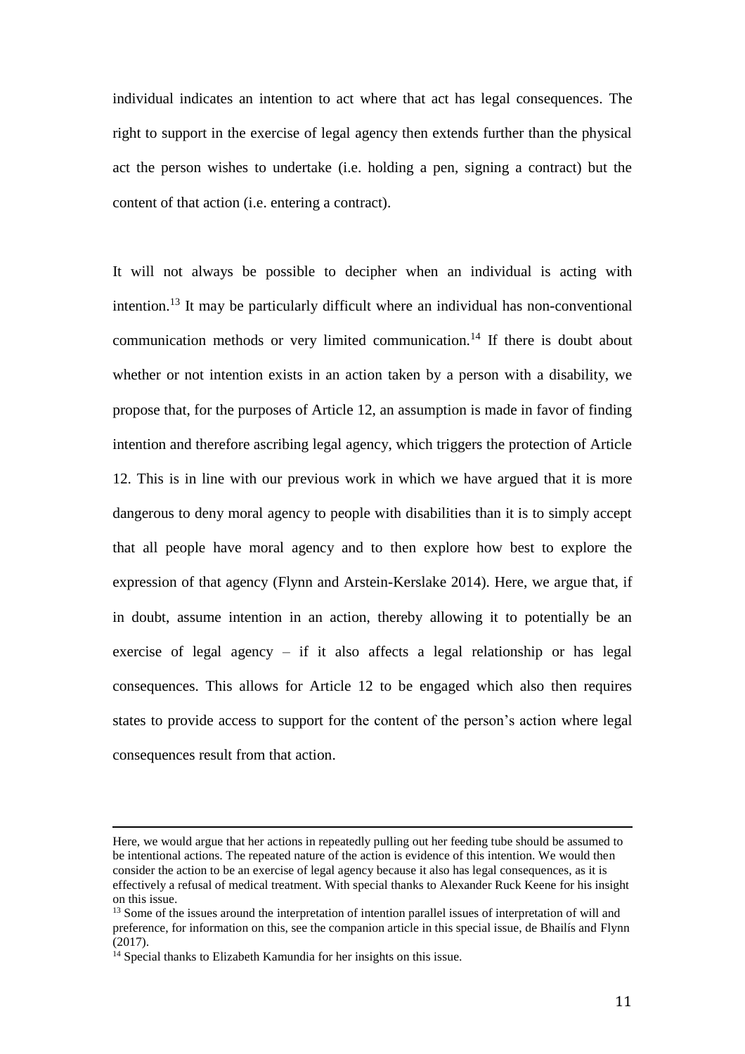individual indicates an intention to act where that act has legal consequences. The right to support in the exercise of legal agency then extends further than the physical act the person wishes to undertake (i.e. holding a pen, signing a contract) but the content of that action (i.e. entering a contract).

It will not always be possible to decipher when an individual is acting with intention.[13] It may be particularly difficult where an individual has non-conventional communication methods or very limited communication.[14] If there is doubt about whether or not intention exists in an action taken by a person with a disability, we propose that, for the purposes of Article 12, an assumption is made in favor of finding intention and therefore ascribing legal agency, which triggers the protection of Article 12. This is in line with our previous work in which we have argued that it is more dangerous to deny moral agency to people with disabilities than it is to simply accept that all people have moral agency and to then explore how best to explore the expression of that agency (Flynn and Arstein-Kerslake 2014). Here, we argue that, if in doubt, assume intention in an action, thereby allowing it to potentially be an exercise of legal agency – if it also affects a legal relationship or has legal consequences. This allows for Article 12 to be engaged which also then requires states to provide access to support for the content of the person's action where legal consequences result from that action.

---

Here, we would argue that her actions in repeatedly pulling out her feeding tube should be assumed to be intentional actions. The repeated nature of the action is evidence of this intention. We would then consider the action to be an exercise of legal agency because it also has legal consequences, as it is effectively a refusal of medical treatment. With special thanks to Alexander Ruck Keene for his insight on this issue.

[13] Some of the issues around the interpretation of intention parallel issues of interpretation of will and preference, for information on this, see the companion article in this special issue, de Bhailís and Flynn (2017).

[14] Special thanks to Elizabeth Kamundia for her insights on this issue.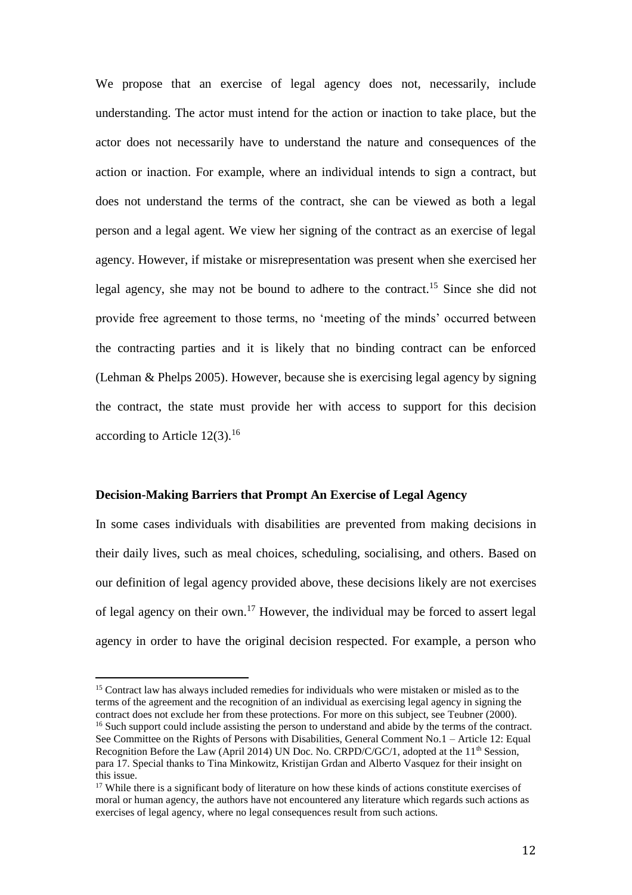We propose that an exercise of legal agency does not, necessarily, include understanding. The actor must intend for the action or inaction to take place, but the actor does not necessarily have to understand the nature and consequences of the action or inaction. For example, where an individual intends to sign a contract, but does not understand the terms of the contract, she can be viewed as both a legal person and a legal agent. We view her signing of the contract as an exercise of legal agency. However, if mistake or misrepresentation was present when she exercised her legal agency, she may not be bound to adhere to the contract.[15] Since she did not provide free agreement to those terms, no 'meeting of the minds' occurred between the contracting parties and it is likely that no binding contract can be enforced (Lehman & Phelps 2005). However, because she is exercising legal agency by signing the contract, the state must provide her with access to support for this decision according to Article 12(3).[16]

**Decision-Making Barriers that Prompt An Exercise of Legal Agency**

In some cases individuals with disabilities are prevented from making decisions in their daily lives, such as meal choices, scheduling, socialising, and others. Based on our definition of legal agency provided above, these decisions likely are not exercises of legal agency on their own.[17] However, the individual may be forced to assert legal agency in order to have the original decision respected. For example, a person who

---

[15] Contract law has always included remedies for individuals who were mistaken or misled as to the terms of the agreement and the recognition of an individual as exercising legal agency in signing the contract does not exclude her from these protections. For more on this subject, see Teubner (2000).

[16] Such support could include assisting the person to understand and abide by the terms of the contract. See Committee on the Rights of Persons with Disabilities, General Comment No.1 – Article 12: Equal Recognition Before the Law (April 2014) UN Doc. No. CRPD/C/GC/1, adopted at the 11th Session, para 17. Special thanks to Tina Minkowitz, Kristijan Grdan and Alberto Vasquez for their insight on this issue.

[17] While there is a significant body of literature on how these kinds of actions constitute exercises of moral or human agency, the authors have not encountered any literature which regards such actions as exercises of legal agency, where no legal consequences result from such actions.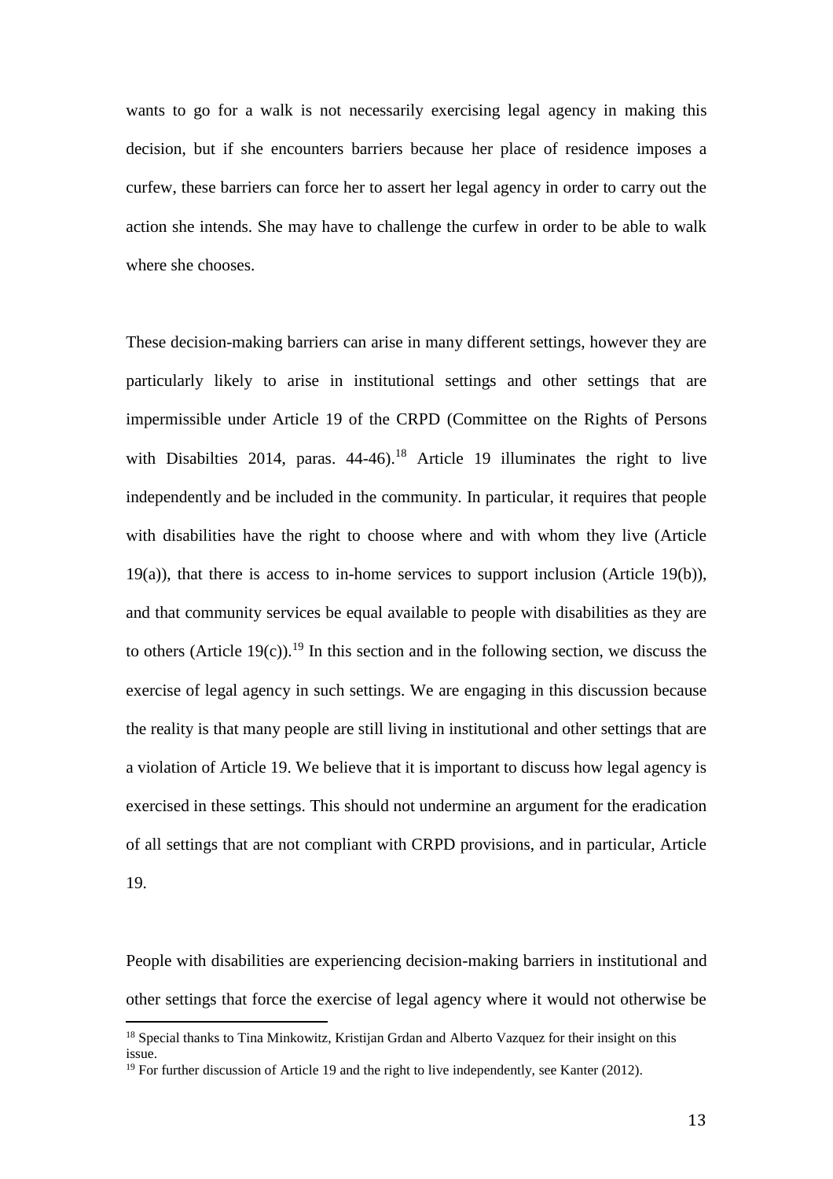wants to go for a walk is not necessarily exercising legal agency in making this decision, but if she encounters barriers because her place of residence imposes a curfew, these barriers can force her to assert her legal agency in order to carry out the action she intends. She may have to challenge the curfew in order to be able to walk where she chooses.

These decision-making barriers can arise in many different settings, however they are particularly likely to arise in institutional settings and other settings that are impermissible under Article 19 of the CRPD (Committee on the Rights of Persons with Disabilties 2014, paras. 44-46).[18] Article 19 illuminates the right to live independently and be included in the community. In particular, it requires that people with disabilities have the right to choose where and with whom they live (Article 19(a)), that there is access to in-home services to support inclusion (Article 19(b)), and that community services be equal available to people with disabilities as they are to others (Article 19(c)).[19] In this section and in the following section, we discuss the exercise of legal agency in such settings. We are engaging in this discussion because the reality is that many people are still living in institutional and other settings that are a violation of Article 19. We believe that it is important to discuss how legal agency is exercised in these settings. This should not undermine an argument for the eradication of all settings that are not compliant with CRPD provisions, and in particular, Article 19.

People with disabilities are experiencing decision-making barriers in institutional and other settings that force the exercise of legal agency where it would not otherwise be

[18] Special thanks to Tina Minkowitz, Kristijan Grdan and Alberto Vazquez for their insight on this issue.

[19] For further discussion of Article 19 and the right to live independently, see Kanter (2012).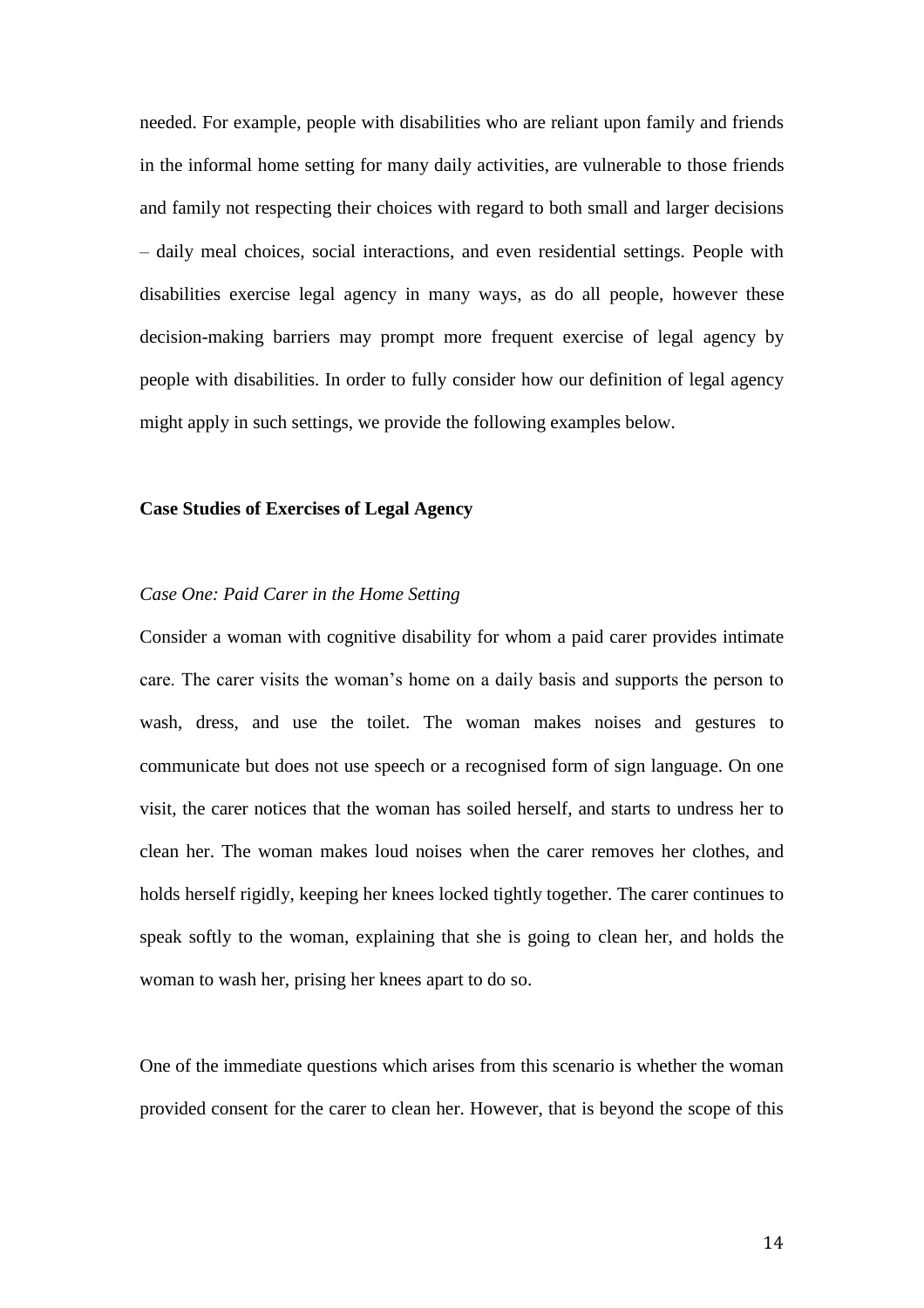needed. For example, people with disabilities who are reliant upon family and friends in the informal home setting for many daily activities, are vulnerable to those friends and family not respecting their choices with regard to both small and larger decisions – daily meal choices, social interactions, and even residential settings. People with disabilities exercise legal agency in many ways, as do all people, however these decision-making barriers may prompt more frequent exercise of legal agency by people with disabilities. In order to fully consider how our definition of legal agency might apply in such settings, we provide the following examples below.

**Case Studies of Exercises of Legal Agency**

*Case One: Paid Carer in the Home Setting*

Consider a woman with cognitive disability for whom a paid carer provides intimate care. The carer visits the woman's home on a daily basis and supports the person to wash, dress, and use the toilet. The woman makes noises and gestures to communicate but does not use speech or a recognised form of sign language. On one visit, the carer notices that the woman has soiled herself, and starts to undress her to clean her. The woman makes loud noises when the carer removes her clothes, and holds herself rigidly, keeping her knees locked tightly together. The carer continues to speak softly to the woman, explaining that she is going to clean her, and holds the woman to wash her, prising her knees apart to do so.

One of the immediate questions which arises from this scenario is whether the woman provided consent for the carer to clean her. However, that is beyond the scope of this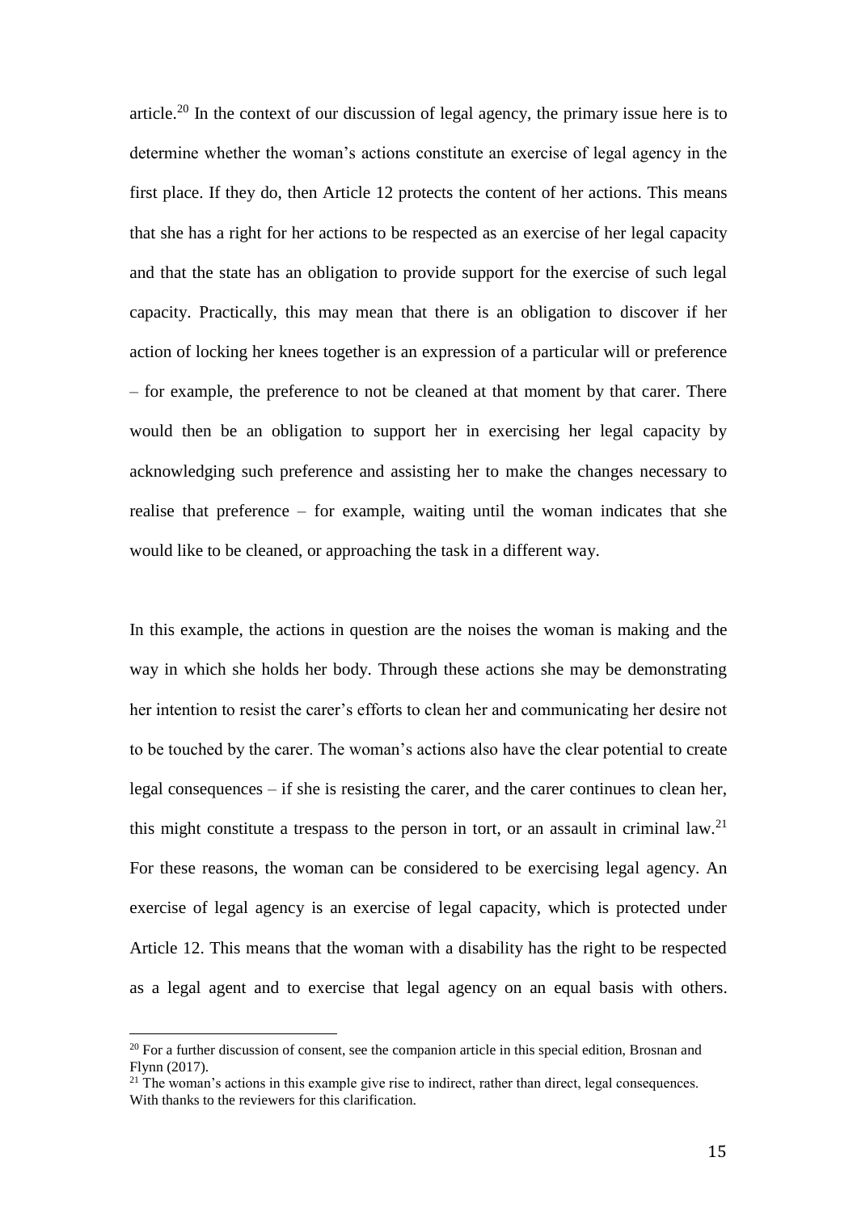article.[20] In the context of our discussion of legal agency, the primary issue here is to determine whether the woman's actions constitute an exercise of legal agency in the first place. If they do, then Article 12 protects the content of her actions. This means that she has a right for her actions to be respected as an exercise of her legal capacity and that the state has an obligation to provide support for the exercise of such legal capacity. Practically, this may mean that there is an obligation to discover if her action of locking her knees together is an expression of a particular will or preference – for example, the preference to not be cleaned at that moment by that carer. There would then be an obligation to support her in exercising her legal capacity by acknowledging such preference and assisting her to make the changes necessary to realise that preference – for example, waiting until the woman indicates that she would like to be cleaned, or approaching the task in a different way.

In this example, the actions in question are the noises the woman is making and the way in which she holds her body. Through these actions she may be demonstrating her intention to resist the carer's efforts to clean her and communicating her desire not to be touched by the carer. The woman's actions also have the clear potential to create legal consequences – if she is resisting the carer, and the carer continues to clean her, this might constitute a trespass to the person in tort, or an assault in criminal law.[21] For these reasons, the woman can be considered to be exercising legal agency. An exercise of legal agency is an exercise of legal capacity, which is protected under Article 12. This means that the woman with a disability has the right to be respected as a legal agent and to exercise that legal agency on an equal basis with others.

[20] For a further discussion of consent, see the companion article in this special edition, Brosnan and Flynn (2017).

[21] The woman's actions in this example give rise to indirect, rather than direct, legal consequences. With thanks to the reviewers for this clarification.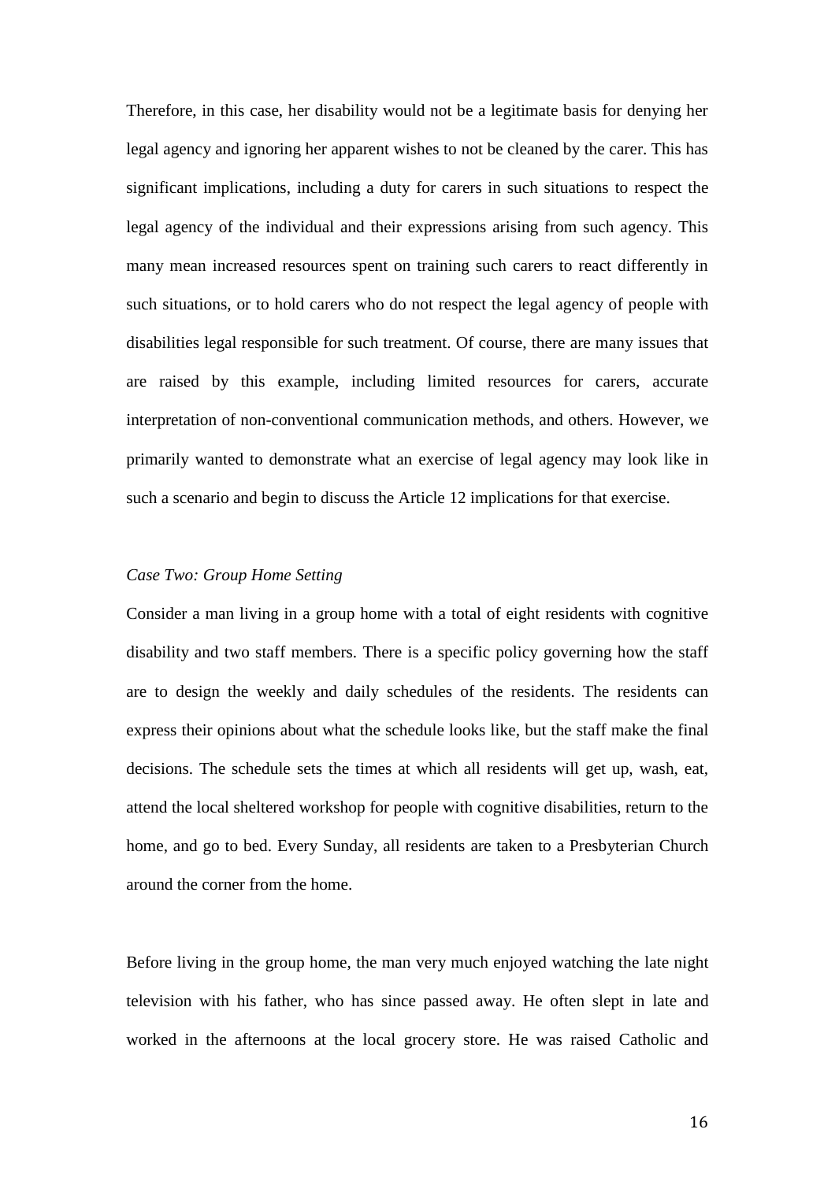Therefore, in this case, her disability would not be a legitimate basis for denying her legal agency and ignoring her apparent wishes to not be cleaned by the carer. This has significant implications, including a duty for carers in such situations to respect the legal agency of the individual and their expressions arising from such agency. This many mean increased resources spent on training such carers to react differently in such situations, or to hold carers who do not respect the legal agency of people with disabilities legal responsible for such treatment. Of course, there are many issues that are raised by this example, including limited resources for carers, accurate interpretation of non-conventional communication methods, and others. However, we primarily wanted to demonstrate what an exercise of legal agency may look like in such a scenario and begin to discuss the Article 12 implications for that exercise.

*Case Two: Group Home Setting*

Consider a man living in a group home with a total of eight residents with cognitive disability and two staff members. There is a specific policy governing how the staff are to design the weekly and daily schedules of the residents. The residents can express their opinions about what the schedule looks like, but the staff make the final decisions. The schedule sets the times at which all residents will get up, wash, eat, attend the local sheltered workshop for people with cognitive disabilities, return to the home, and go to bed. Every Sunday, all residents are taken to a Presbyterian Church around the corner from the home.

Before living in the group home, the man very much enjoyed watching the late night television with his father, who has since passed away. He often slept in late and worked in the afternoons at the local grocery store. He was raised Catholic and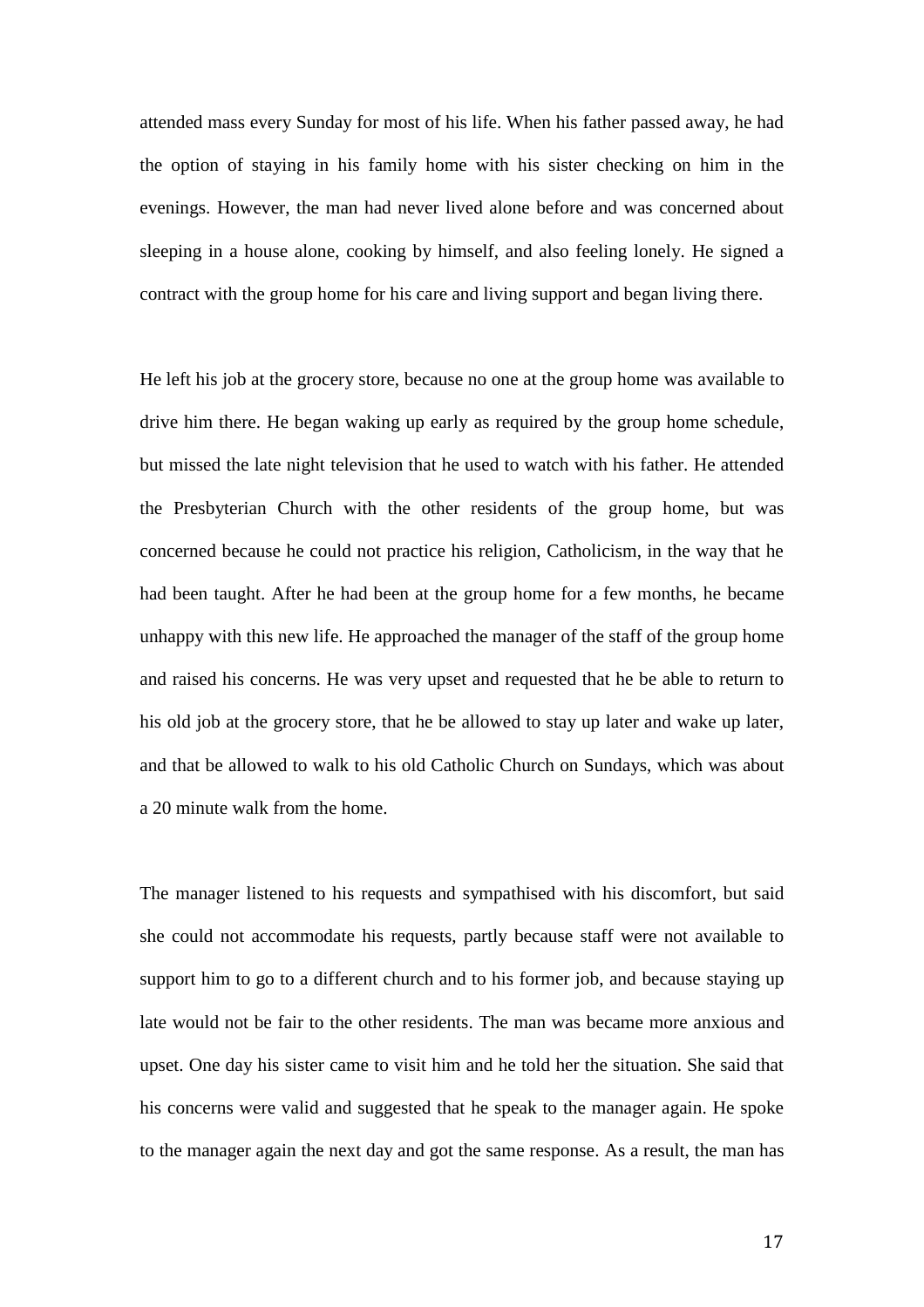attended mass every Sunday for most of his life. When his father passed away, he had the option of staying in his family home with his sister checking on him in the evenings. However, the man had never lived alone before and was concerned about sleeping in a house alone, cooking by himself, and also feeling lonely. He signed a contract with the group home for his care and living support and began living there.

He left his job at the grocery store, because no one at the group home was available to drive him there. He began waking up early as required by the group home schedule, but missed the late night television that he used to watch with his father. He attended the Presbyterian Church with the other residents of the group home, but was concerned because he could not practice his religion, Catholicism, in the way that he had been taught. After he had been at the group home for a few months, he became unhappy with this new life. He approached the manager of the staff of the group home and raised his concerns. He was very upset and requested that he be able to return to his old job at the grocery store, that he be allowed to stay up later and wake up later, and that be allowed to walk to his old Catholic Church on Sundays, which was about a 20 minute walk from the home.

The manager listened to his requests and sympathised with his discomfort, but said she could not accommodate his requests, partly because staff were not available to support him to go to a different church and to his former job, and because staying up late would not be fair to the other residents. The man was became more anxious and upset. One day his sister came to visit him and he told her the situation. She said that his concerns were valid and suggested that he speak to the manager again. He spoke to the manager again the next day and got the same response. As a result, the man has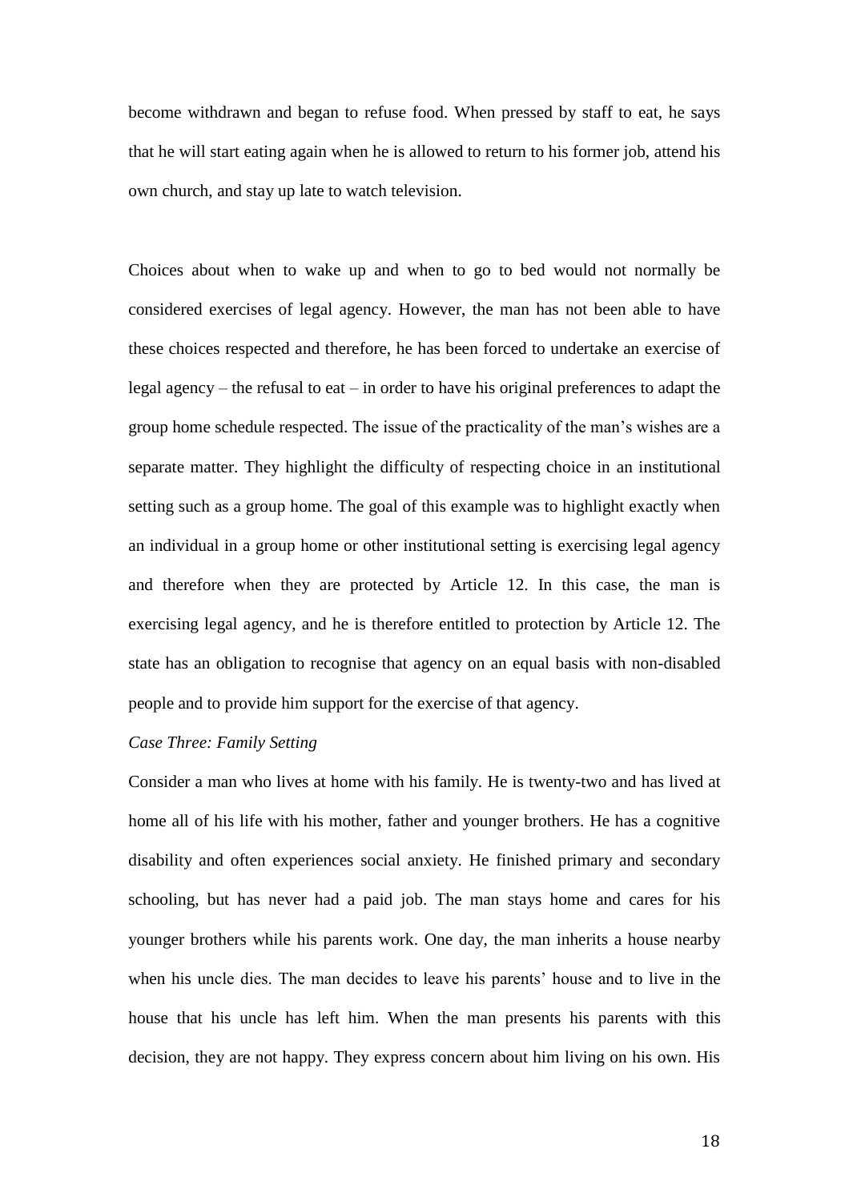become withdrawn and began to refuse food. When pressed by staff to eat, he says that he will start eating again when he is allowed to return to his former job, attend his own church, and stay up late to watch television.

Choices about when to wake up and when to go to bed would not normally be considered exercises of legal agency. However, the man has not been able to have these choices respected and therefore, he has been forced to undertake an exercise of legal agency – the refusal to eat – in order to have his original preferences to adapt the group home schedule respected. The issue of the practicality of the man's wishes are a separate matter. They highlight the difficulty of respecting choice in an institutional setting such as a group home. The goal of this example was to highlight exactly when an individual in a group home or other institutional setting is exercising legal agency and therefore when they are protected by Article 12. In this case, the man is exercising legal agency, and he is therefore entitled to protection by Article 12. The state has an obligation to recognise that agency on an equal basis with non-disabled people and to provide him support for the exercise of that agency.

*Case Three: Family Setting*

Consider a man who lives at home with his family. He is twenty-two and has lived at home all of his life with his mother, father and younger brothers. He has a cognitive disability and often experiences social anxiety. He finished primary and secondary schooling, but has never had a paid job. The man stays home and cares for his younger brothers while his parents work. One day, the man inherits a house nearby when his uncle dies. The man decides to leave his parents' house and to live in the house that his uncle has left him. When the man presents his parents with this decision, they are not happy. They express concern about him living on his own. His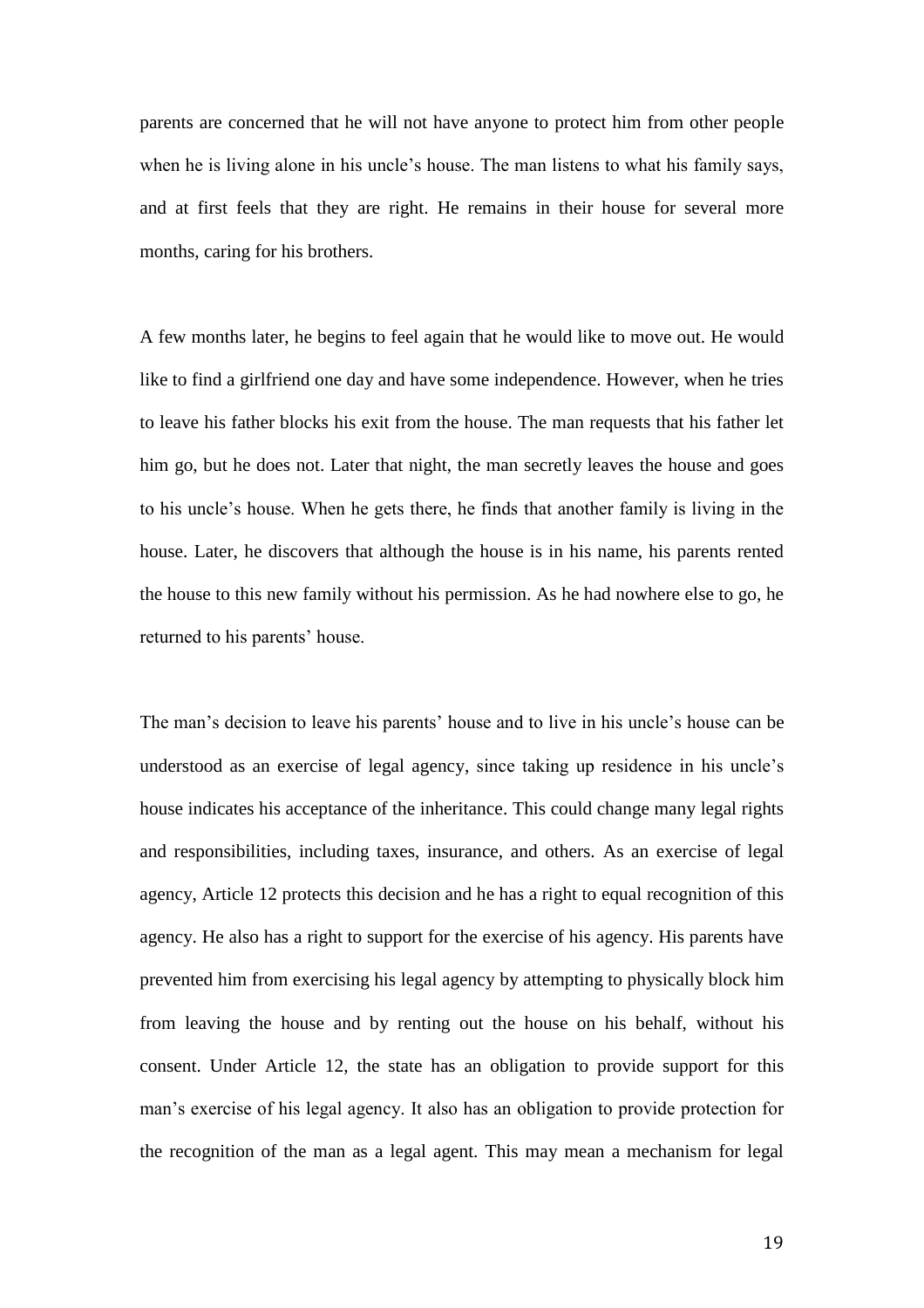parents are concerned that he will not have anyone to protect him from other people when he is living alone in his uncle's house. The man listens to what his family says, and at first feels that they are right. He remains in their house for several more months, caring for his brothers.

A few months later, he begins to feel again that he would like to move out. He would like to find a girlfriend one day and have some independence. However, when he tries to leave his father blocks his exit from the house. The man requests that his father let him go, but he does not. Later that night, the man secretly leaves the house and goes to his uncle's house. When he gets there, he finds that another family is living in the house. Later, he discovers that although the house is in his name, his parents rented the house to this new family without his permission. As he had nowhere else to go, he returned to his parents' house.

The man's decision to leave his parents' house and to live in his uncle's house can be understood as an exercise of legal agency, since taking up residence in his uncle's house indicates his acceptance of the inheritance. This could change many legal rights and responsibilities, including taxes, insurance, and others. As an exercise of legal agency, Article 12 protects this decision and he has a right to equal recognition of this agency. He also has a right to support for the exercise of his agency. His parents have prevented him from exercising his legal agency by attempting to physically block him from leaving the house and by renting out the house on his behalf, without his consent. Under Article 12, the state has an obligation to provide support for this man's exercise of his legal agency. It also has an obligation to provide protection for the recognition of the man as a legal agent. This may mean a mechanism for legal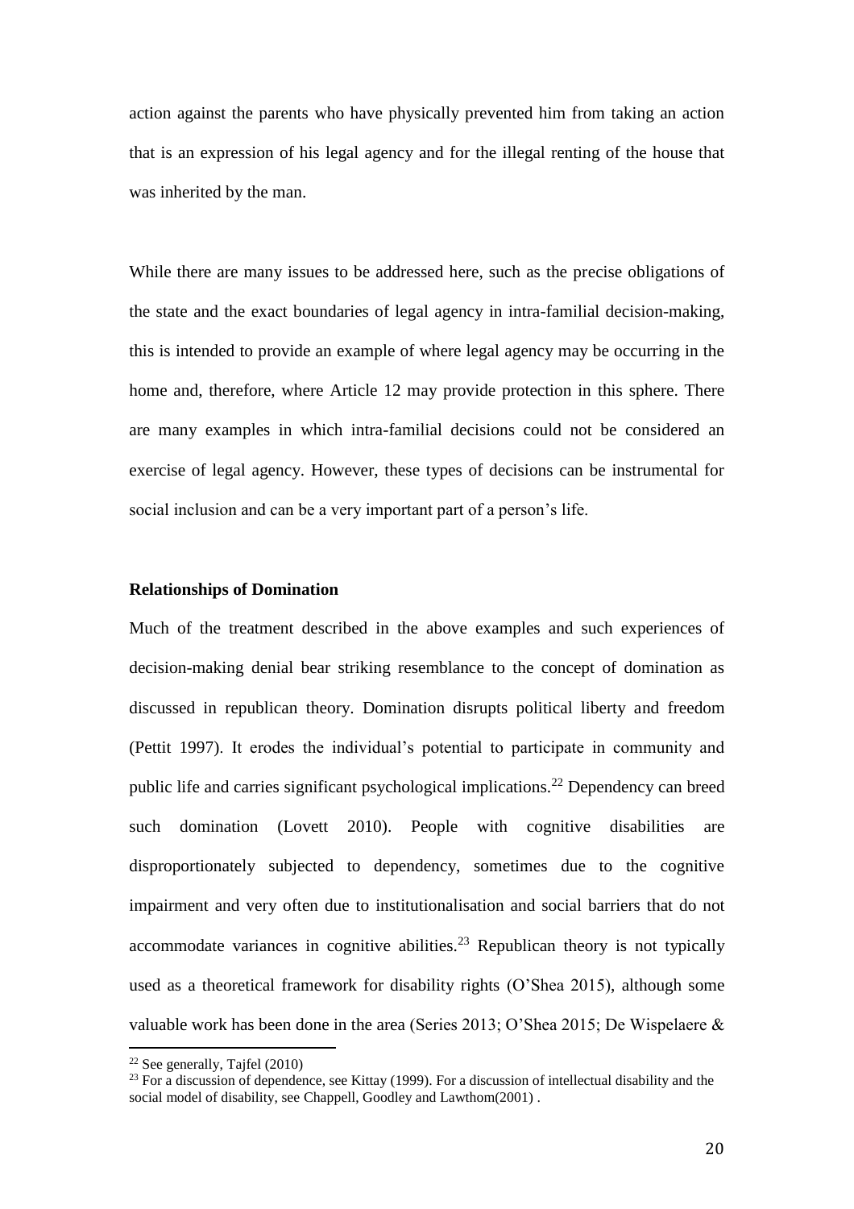action against the parents who have physically prevented him from taking an action that is an expression of his legal agency and for the illegal renting of the house that was inherited by the man.

While there are many issues to be addressed here, such as the precise obligations of the state and the exact boundaries of legal agency in intra-familial decision-making, this is intended to provide an example of where legal agency may be occurring in the home and, therefore, where Article 12 may provide protection in this sphere. There are many examples in which intra-familial decisions could not be considered an exercise of legal agency. However, these types of decisions can be instrumental for social inclusion and can be a very important part of a person's life.

**Relationships of Domination**

Much of the treatment described in the above examples and such experiences of decision-making denial bear striking resemblance to the concept of domination as discussed in republican theory. Domination disrupts political liberty and freedom (Pettit 1997). It erodes the individual's potential to participate in community and public life and carries significant psychological implications.[22] Dependency can breed such domination (Lovett 2010). People with cognitive disabilities are disproportionately subjected to dependency, sometimes due to the cognitive impairment and very often due to institutionalisation and social barriers that do not accommodate variances in cognitive abilities.[23] Republican theory is not typically used as a theoretical framework for disability rights (O'Shea 2015), although some valuable work has been done in the area (Series 2013; O'Shea 2015; De Wispelaere &

[22] See generally, Tajfel (2010)

[23] For a discussion of dependence, see Kittay (1999). For a discussion of intellectual disability and the social model of disability, see Chappell, Goodley and Lawthom(2001) .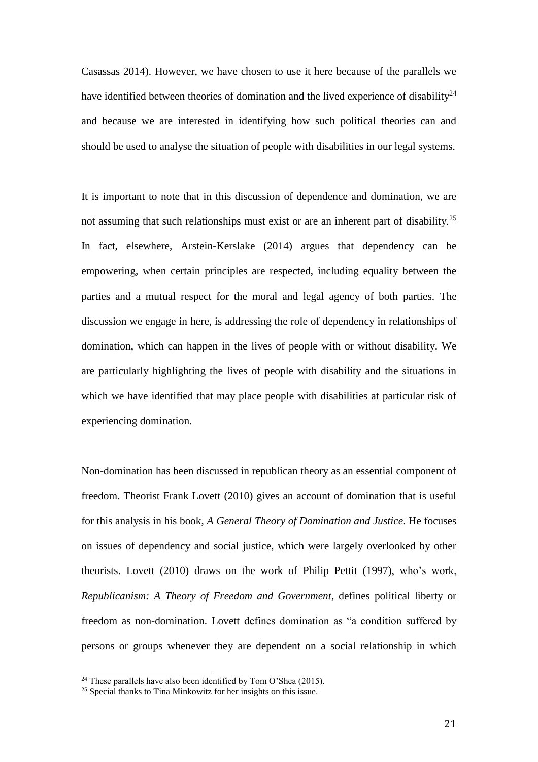Casassas 2014). However, we have chosen to use it here because of the parallels we have identified between theories of domination and the lived experience of disability[24] and because we are interested in identifying how such political theories can and should be used to analyse the situation of people with disabilities in our legal systems.

It is important to note that in this discussion of dependence and domination, we are not assuming that such relationships must exist or are an inherent part of disability.[25] In fact, elsewhere, Arstein-Kerslake (2014) argues that dependency can be empowering, when certain principles are respected, including equality between the parties and a mutual respect for the moral and legal agency of both parties. The discussion we engage in here, is addressing the role of dependency in relationships of domination, which can happen in the lives of people with or without disability. We are particularly highlighting the lives of people with disability and the situations in which we have identified that may place people with disabilities at particular risk of experiencing domination.

Non-domination has been discussed in republican theory as an essential component of freedom. Theorist Frank Lovett (2010) gives an account of domination that is useful for this analysis in his book, *A General Theory of Domination and Justice*. He focuses on issues of dependency and social justice, which were largely overlooked by other theorists. Lovett (2010) draws on the work of Philip Pettit (1997), who's work, *Republicanism: A Theory of Freedom and Government*, defines political liberty or freedom as non-domination. Lovett defines domination as "a condition suffered by persons or groups whenever they are dependent on a social relationship in which

[24] These parallels have also been identified by Tom O'Shea (2015).

[25] Special thanks to Tina Minkowitz for her insights on this issue.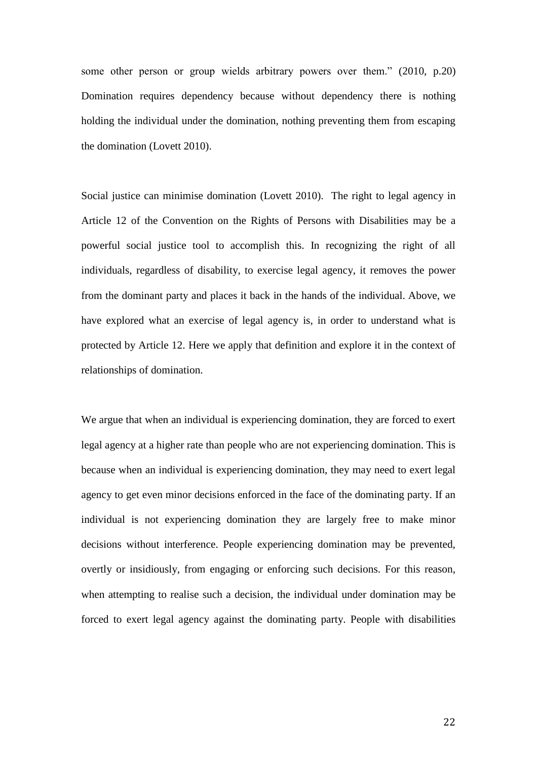some other person or group wields arbitrary powers over them." (2010, p.20) Domination requires dependency because without dependency there is nothing holding the individual under the domination, nothing preventing them from escaping the domination (Lovett 2010).

Social justice can minimise domination (Lovett 2010). The right to legal agency in Article 12 of the Convention on the Rights of Persons with Disabilities may be a powerful social justice tool to accomplish this. In recognizing the right of all individuals, regardless of disability, to exercise legal agency, it removes the power from the dominant party and places it back in the hands of the individual. Above, we have explored what an exercise of legal agency is, in order to understand what is protected by Article 12. Here we apply that definition and explore it in the context of relationships of domination.

We argue that when an individual is experiencing domination, they are forced to exert legal agency at a higher rate than people who are not experiencing domination. This is because when an individual is experiencing domination, they may need to exert legal agency to get even minor decisions enforced in the face of the dominating party. If an individual is not experiencing domination they are largely free to make minor decisions without interference. People experiencing domination may be prevented, overtly or insidiously, from engaging or enforcing such decisions. For this reason, when attempting to realise such a decision, the individual under domination may be forced to exert legal agency against the dominating party. People with disabilities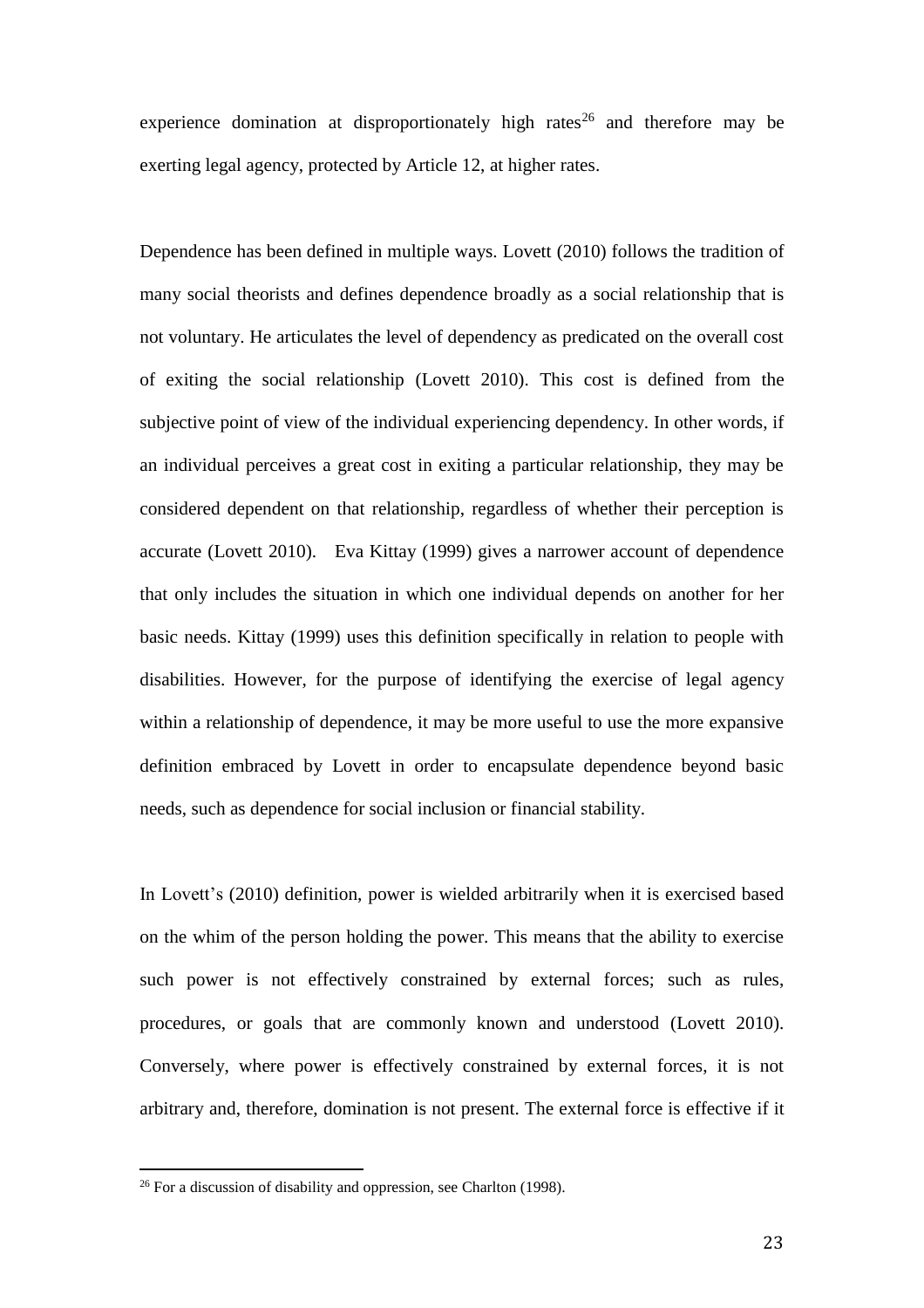experience domination at disproportionately high rates[26] and therefore may be exerting legal agency, protected by Article 12, at higher rates.

Dependence has been defined in multiple ways. Lovett (2010) follows the tradition of many social theorists and defines dependence broadly as a social relationship that is not voluntary. He articulates the level of dependency as predicated on the overall cost of exiting the social relationship (Lovett 2010). This cost is defined from the subjective point of view of the individual experiencing dependency. In other words, if an individual perceives a great cost in exiting a particular relationship, they may be considered dependent on that relationship, regardless of whether their perception is accurate (Lovett 2010). Eva Kittay (1999) gives a narrower account of dependence that only includes the situation in which one individual depends on another for her basic needs. Kittay (1999) uses this definition specifically in relation to people with disabilities. However, for the purpose of identifying the exercise of legal agency within a relationship of dependence, it may be more useful to use the more expansive definition embraced by Lovett in order to encapsulate dependence beyond basic needs, such as dependence for social inclusion or financial stability.

In Lovett's (2010) definition, power is wielded arbitrarily when it is exercised based on the whim of the person holding the power. This means that the ability to exercise such power is not effectively constrained by external forces; such as rules, procedures, or goals that are commonly known and understood (Lovett 2010). Conversely, where power is effectively constrained by external forces, it is not arbitrary and, therefore, domination is not present. The external force is effective if it

[26] For a discussion of disability and oppression, see Charlton (1998).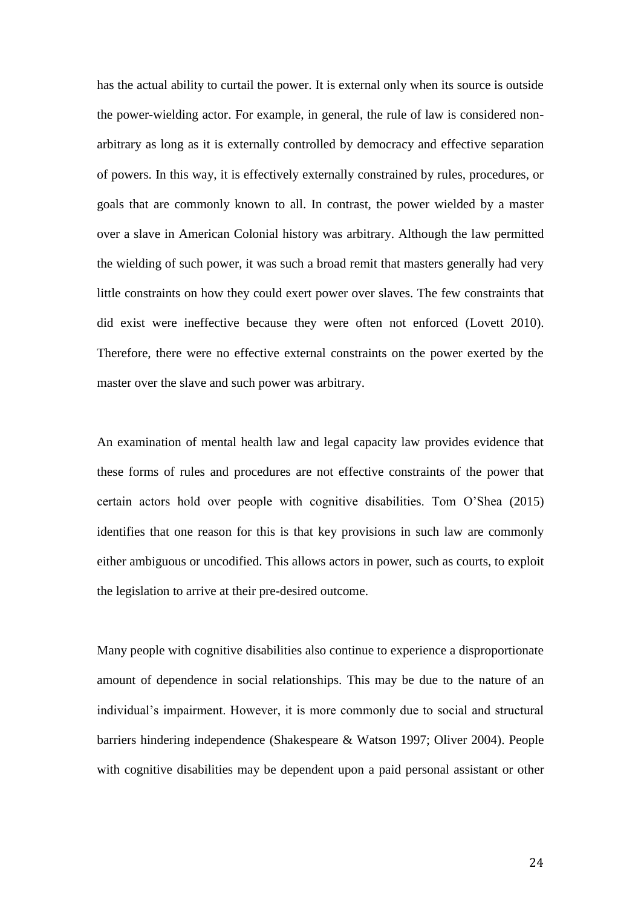has the actual ability to curtail the power. It is external only when its source is outside the power-wielding actor. For example, in general, the rule of law is considered non-arbitrary as long as it is externally controlled by democracy and effective separation of powers. In this way, it is effectively externally constrained by rules, procedures, or goals that are commonly known to all. In contrast, the power wielded by a master over a slave in American Colonial history was arbitrary. Although the law permitted the wielding of such power, it was such a broad remit that masters generally had very little constraints on how they could exert power over slaves. The few constraints that did exist were ineffective because they were often not enforced (Lovett 2010). Therefore, there were no effective external constraints on the power exerted by the master over the slave and such power was arbitrary.

An examination of mental health law and legal capacity law provides evidence that these forms of rules and procedures are not effective constraints of the power that certain actors hold over people with cognitive disabilities. Tom O'Shea (2015) identifies that one reason for this is that key provisions in such law are commonly either ambiguous or uncodified. This allows actors in power, such as courts, to exploit the legislation to arrive at their pre-desired outcome.

Many people with cognitive disabilities also continue to experience a disproportionate amount of dependence in social relationships. This may be due to the nature of an individual's impairment. However, it is more commonly due to social and structural barriers hindering independence (Shakespeare & Watson 1997; Oliver 2004). People with cognitive disabilities may be dependent upon a paid personal assistant or other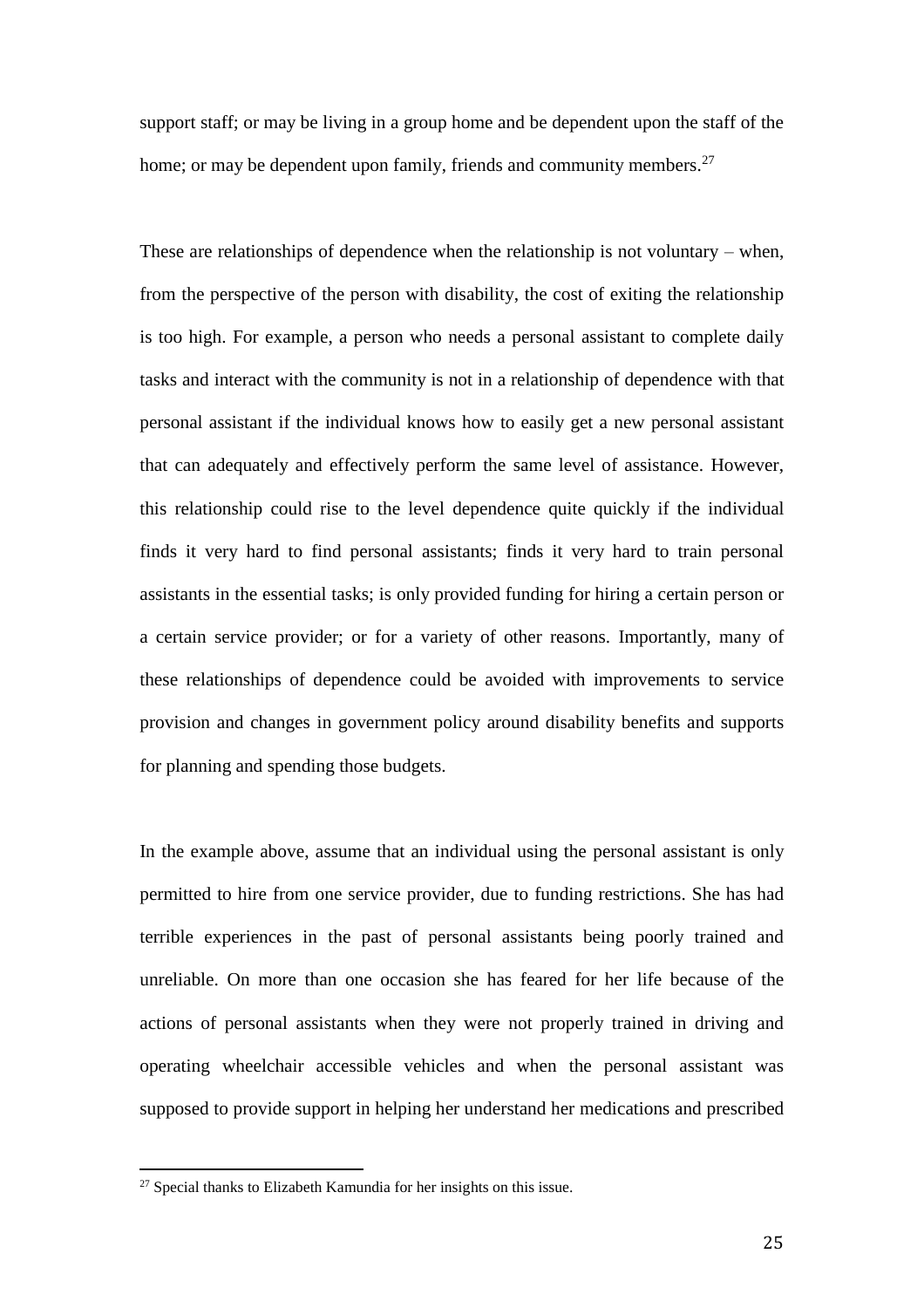support staff; or may be living in a group home and be dependent upon the staff of the home; or may be dependent upon family, friends and community members.[27]

These are relationships of dependence when the relationship is not voluntary – when, from the perspective of the person with disability, the cost of exiting the relationship is too high. For example, a person who needs a personal assistant to complete daily tasks and interact with the community is not in a relationship of dependence with that personal assistant if the individual knows how to easily get a new personal assistant that can adequately and effectively perform the same level of assistance. However, this relationship could rise to the level dependence quite quickly if the individual finds it very hard to find personal assistants; finds it very hard to train personal assistants in the essential tasks; is only provided funding for hiring a certain person or a certain service provider; or for a variety of other reasons. Importantly, many of these relationships of dependence could be avoided with improvements to service provision and changes in government policy around disability benefits and supports for planning and spending those budgets.

In the example above, assume that an individual using the personal assistant is only permitted to hire from one service provider, due to funding restrictions. She has had terrible experiences in the past of personal assistants being poorly trained and unreliable. On more than one occasion she has feared for her life because of the actions of personal assistants when they were not properly trained in driving and operating wheelchair accessible vehicles and when the personal assistant was supposed to provide support in helping her understand her medications and prescribed

[27] Special thanks to Elizabeth Kamundia for her insights on this issue.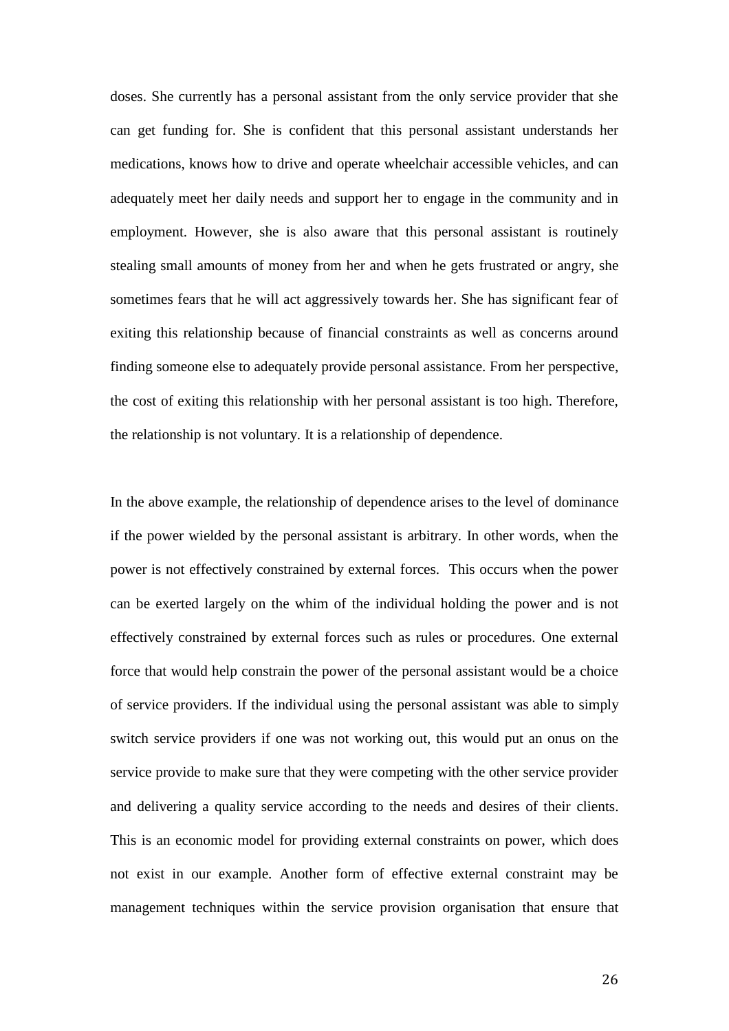doses. She currently has a personal assistant from the only service provider that she can get funding for. She is confident that this personal assistant understands her medications, knows how to drive and operate wheelchair accessible vehicles, and can adequately meet her daily needs and support her to engage in the community and in employment. However, she is also aware that this personal assistant is routinely stealing small amounts of money from her and when he gets frustrated or angry, she sometimes fears that he will act aggressively towards her. She has significant fear of exiting this relationship because of financial constraints as well as concerns around finding someone else to adequately provide personal assistance. From her perspective, the cost of exiting this relationship with her personal assistant is too high. Therefore, the relationship is not voluntary. It is a relationship of dependence.

In the above example, the relationship of dependence arises to the level of dominance if the power wielded by the personal assistant is arbitrary. In other words, when the power is not effectively constrained by external forces. This occurs when the power can be exerted largely on the whim of the individual holding the power and is not effectively constrained by external forces such as rules or procedures. One external force that would help constrain the power of the personal assistant would be a choice of service providers. If the individual using the personal assistant was able to simply switch service providers if one was not working out, this would put an onus on the service provide to make sure that they were competing with the other service provider and delivering a quality service according to the needs and desires of their clients. This is an economic model for providing external constraints on power, which does not exist in our example. Another form of effective external constraint may be management techniques within the service provision organisation that ensure that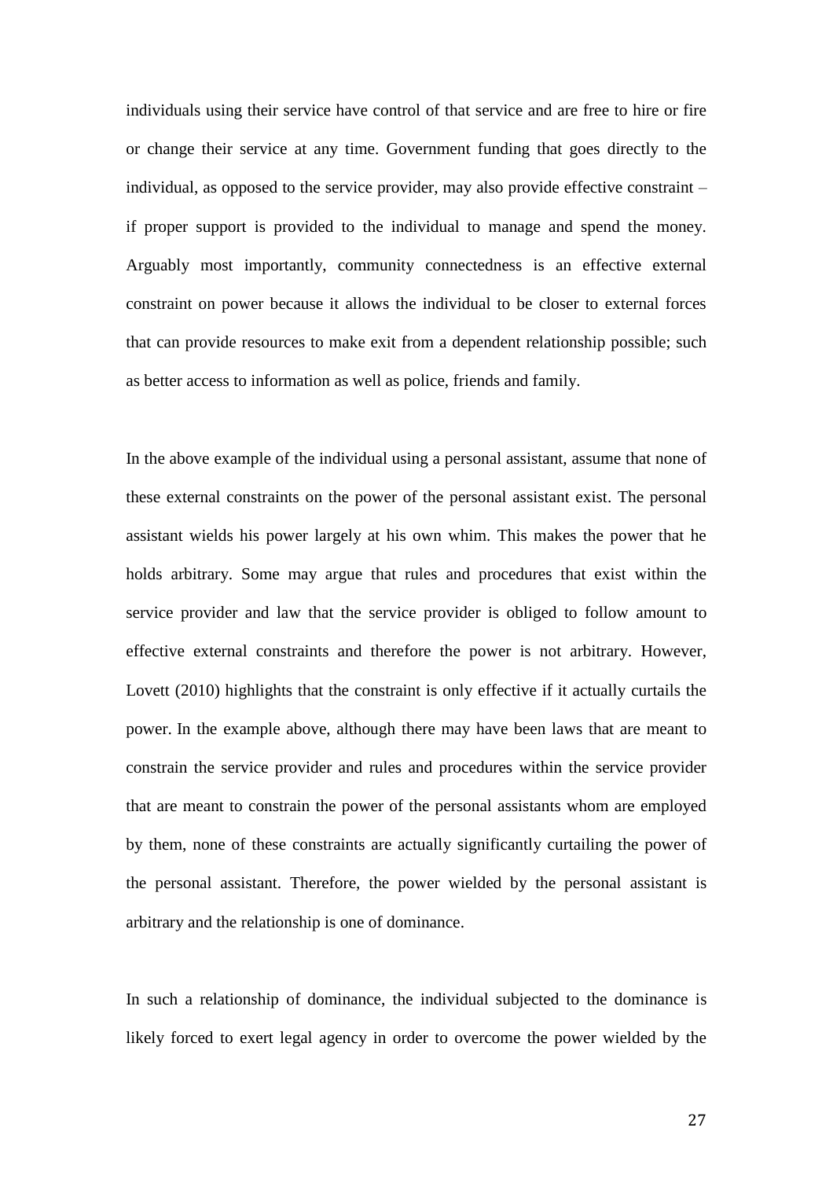individuals using their service have control of that service and are free to hire or fire or change their service at any time. Government funding that goes directly to the individual, as opposed to the service provider, may also provide effective constraint – if proper support is provided to the individual to manage and spend the money. Arguably most importantly, community connectedness is an effective external constraint on power because it allows the individual to be closer to external forces that can provide resources to make exit from a dependent relationship possible; such as better access to information as well as police, friends and family.

In the above example of the individual using a personal assistant, assume that none of these external constraints on the power of the personal assistant exist. The personal assistant wields his power largely at his own whim. This makes the power that he holds arbitrary. Some may argue that rules and procedures that exist within the service provider and law that the service provider is obliged to follow amount to effective external constraints and therefore the power is not arbitrary. However, Lovett (2010) highlights that the constraint is only effective if it actually curtails the power. In the example above, although there may have been laws that are meant to constrain the service provider and rules and procedures within the service provider that are meant to constrain the power of the personal assistants whom are employed by them, none of these constraints are actually significantly curtailing the power of the personal assistant. Therefore, the power wielded by the personal assistant is arbitrary and the relationship is one of dominance.

In such a relationship of dominance, the individual subjected to the dominance is likely forced to exert legal agency in order to overcome the power wielded by the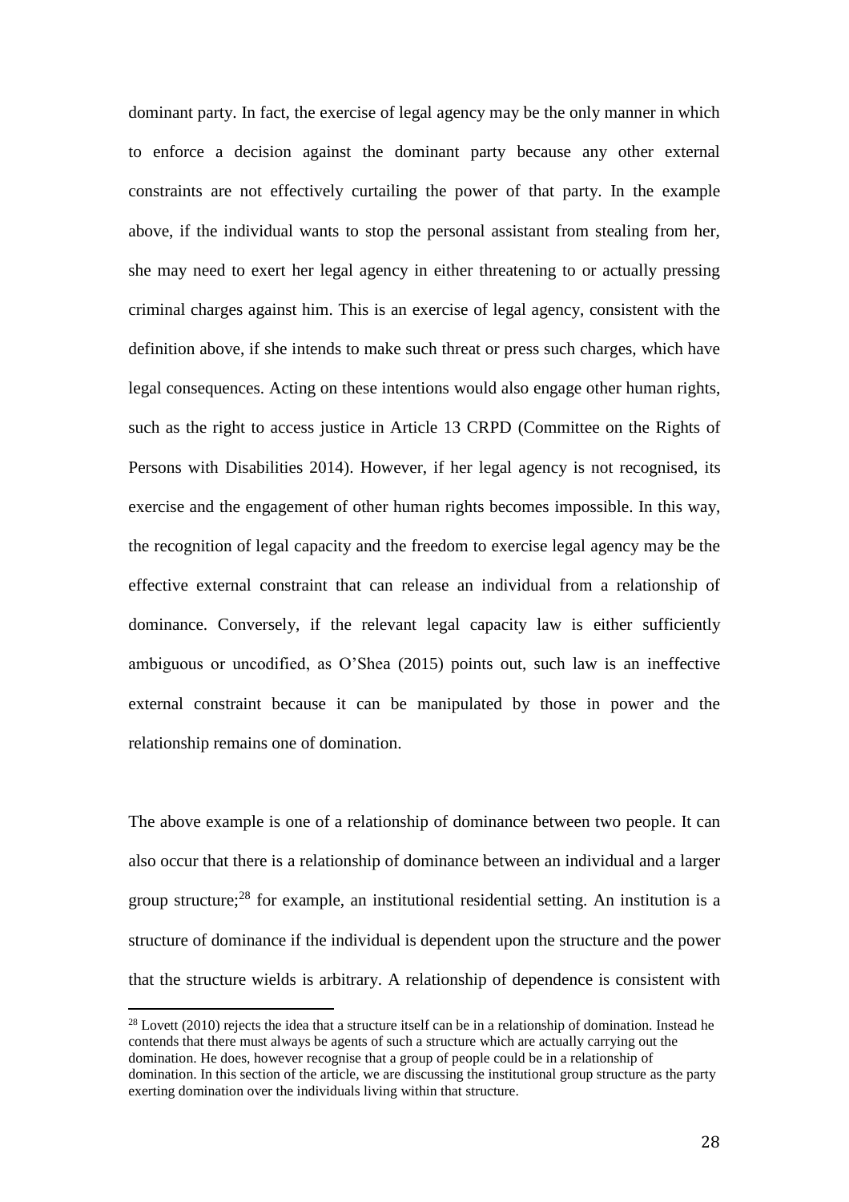dominant party. In fact, the exercise of legal agency may be the only manner in which to enforce a decision against the dominant party because any other external constraints are not effectively curtailing the power of that party. In the example above, if the individual wants to stop the personal assistant from stealing from her, she may need to exert her legal agency in either threatening to or actually pressing criminal charges against him. This is an exercise of legal agency, consistent with the definition above, if she intends to make such threat or press such charges, which have legal consequences. Acting on these intentions would also engage other human rights, such as the right to access justice in Article 13 CRPD (Committee on the Rights of Persons with Disabilities 2014). However, if her legal agency is not recognised, its exercise and the engagement of other human rights becomes impossible. In this way, the recognition of legal capacity and the freedom to exercise legal agency may be the effective external constraint that can release an individual from a relationship of dominance. Conversely, if the relevant legal capacity law is either sufficiently ambiguous or uncodified, as O'Shea (2015) points out, such law is an ineffective external constraint because it can be manipulated by those in power and the relationship remains one of domination.

The above example is one of a relationship of dominance between two people. It can also occur that there is a relationship of dominance between an individual and a larger group structure;[28] for example, an institutional residential setting. An institution is a structure of dominance if the individual is dependent upon the structure and the power that the structure wields is arbitrary. A relationship of dependence is consistent with

[28] Lovett (2010) rejects the idea that a structure itself can be in a relationship of domination. Instead he contends that there must always be agents of such a structure which are actually carrying out the domination. He does, however recognise that a group of people could be in a relationship of domination. In this section of the article, we are discussing the institutional group structure as the party exerting domination over the individuals living within that structure.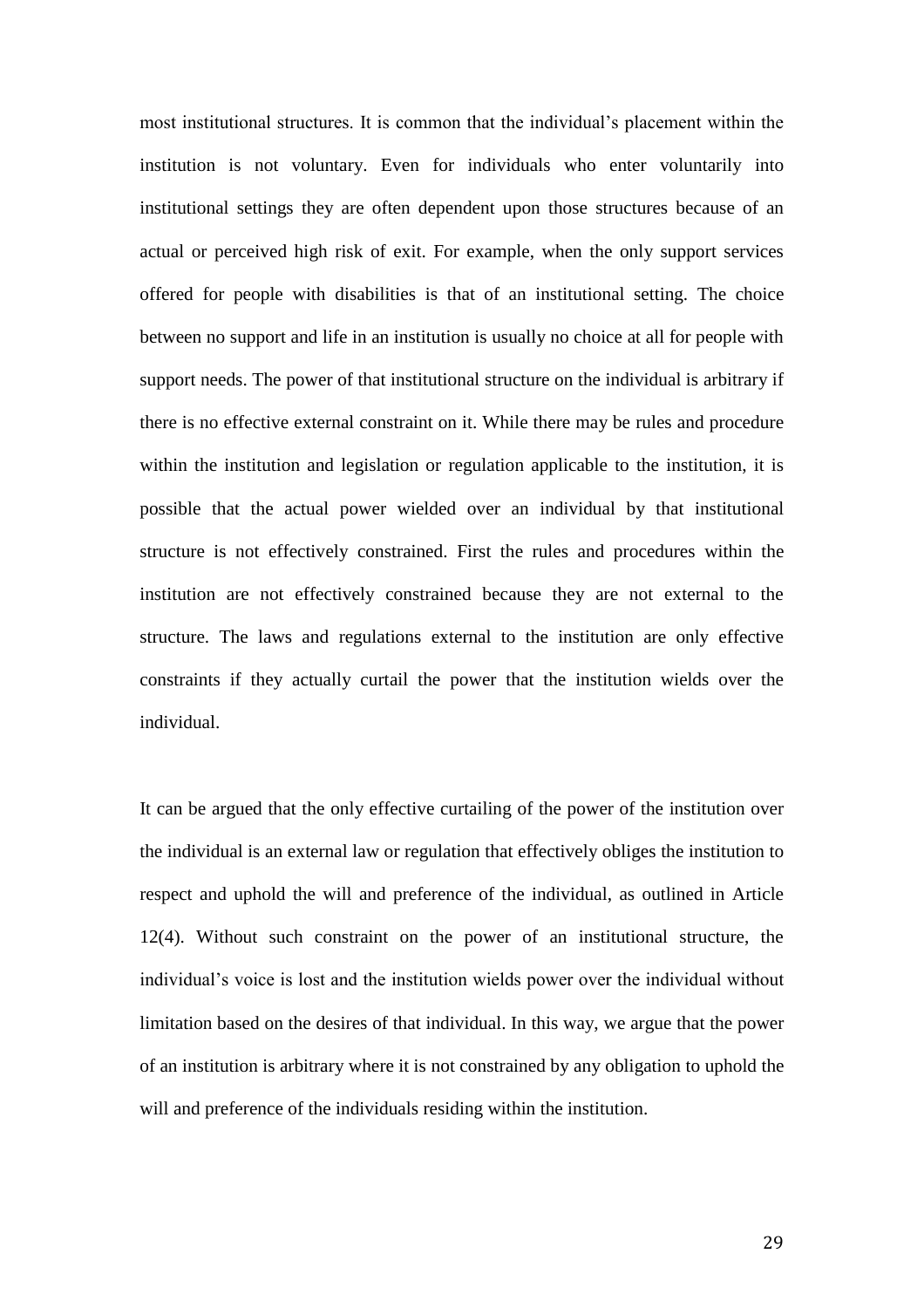most institutional structures. It is common that the individual's placement within the institution is not voluntary. Even for individuals who enter voluntarily into institutional settings they are often dependent upon those structures because of an actual or perceived high risk of exit. For example, when the only support services offered for people with disabilities is that of an institutional setting. The choice between no support and life in an institution is usually no choice at all for people with support needs. The power of that institutional structure on the individual is arbitrary if there is no effective external constraint on it. While there may be rules and procedure within the institution and legislation or regulation applicable to the institution, it is possible that the actual power wielded over an individual by that institutional structure is not effectively constrained. First the rules and procedures within the institution are not effectively constrained because they are not external to the structure. The laws and regulations external to the institution are only effective constraints if they actually curtail the power that the institution wields over the individual.

It can be argued that the only effective curtailing of the power of the institution over the individual is an external law or regulation that effectively obliges the institution to respect and uphold the will and preference of the individual, as outlined in Article 12(4). Without such constraint on the power of an institutional structure, the individual's voice is lost and the institution wields power over the individual without limitation based on the desires of that individual. In this way, we argue that the power of an institution is arbitrary where it is not constrained by any obligation to uphold the will and preference of the individuals residing within the institution.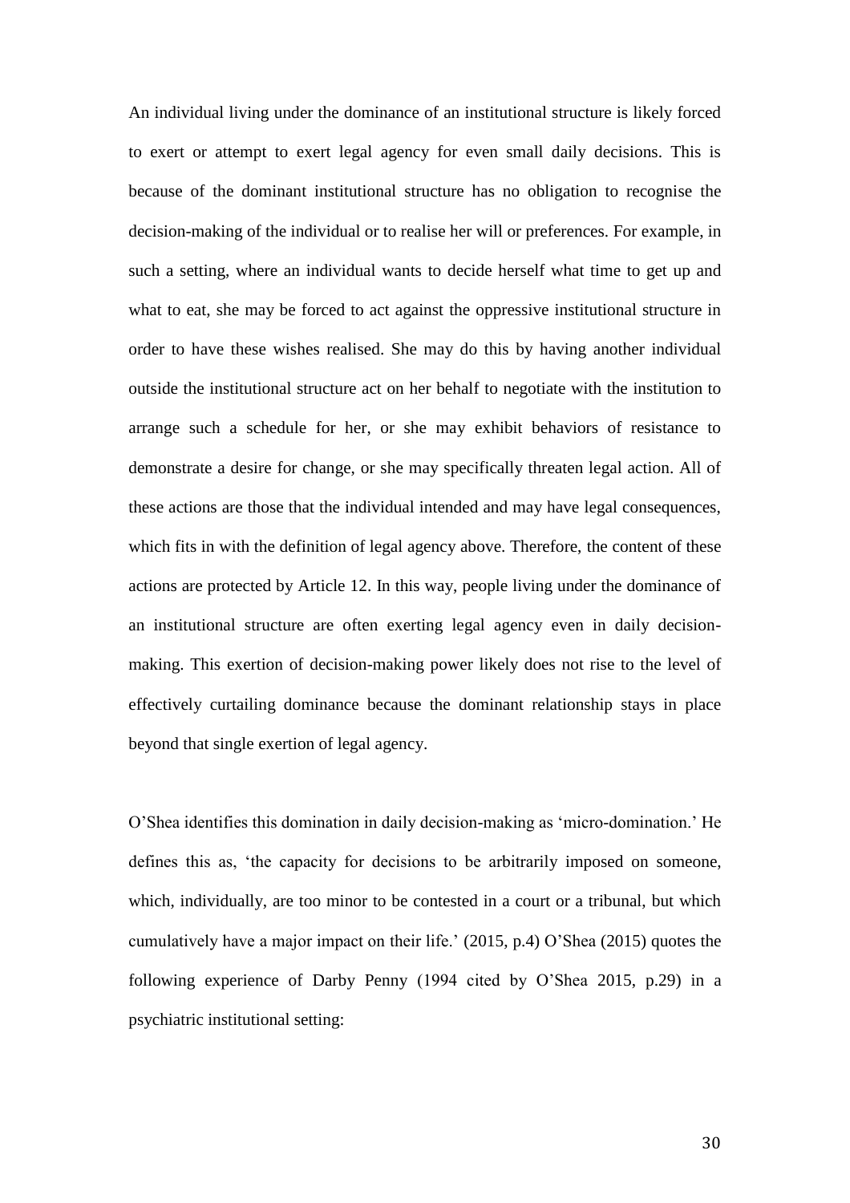An individual living under the dominance of an institutional structure is likely forced to exert or attempt to exert legal agency for even small daily decisions. This is because of the dominant institutional structure has no obligation to recognise the decision-making of the individual or to realise her will or preferences. For example, in such a setting, where an individual wants to decide herself what time to get up and what to eat, she may be forced to act against the oppressive institutional structure in order to have these wishes realised. She may do this by having another individual outside the institutional structure act on her behalf to negotiate with the institution to arrange such a schedule for her, or she may exhibit behaviors of resistance to demonstrate a desire for change, or she may specifically threaten legal action. All of these actions are those that the individual intended and may have legal consequences, which fits in with the definition of legal agency above. Therefore, the content of these actions are protected by Article 12. In this way, people living under the dominance of an institutional structure are often exerting legal agency even in daily decision-making. This exertion of decision-making power likely does not rise to the level of effectively curtailing dominance because the dominant relationship stays in place beyond that single exertion of legal agency.

O'Shea identifies this domination in daily decision-making as 'micro-domination.' He defines this as, 'the capacity for decisions to be arbitrarily imposed on someone, which, individually, are too minor to be contested in a court or a tribunal, but which cumulatively have a major impact on their life.' (2015, p.4) O'Shea (2015) quotes the following experience of Darby Penny (1994 cited by O'Shea 2015, p.29) in a psychiatric institutional setting: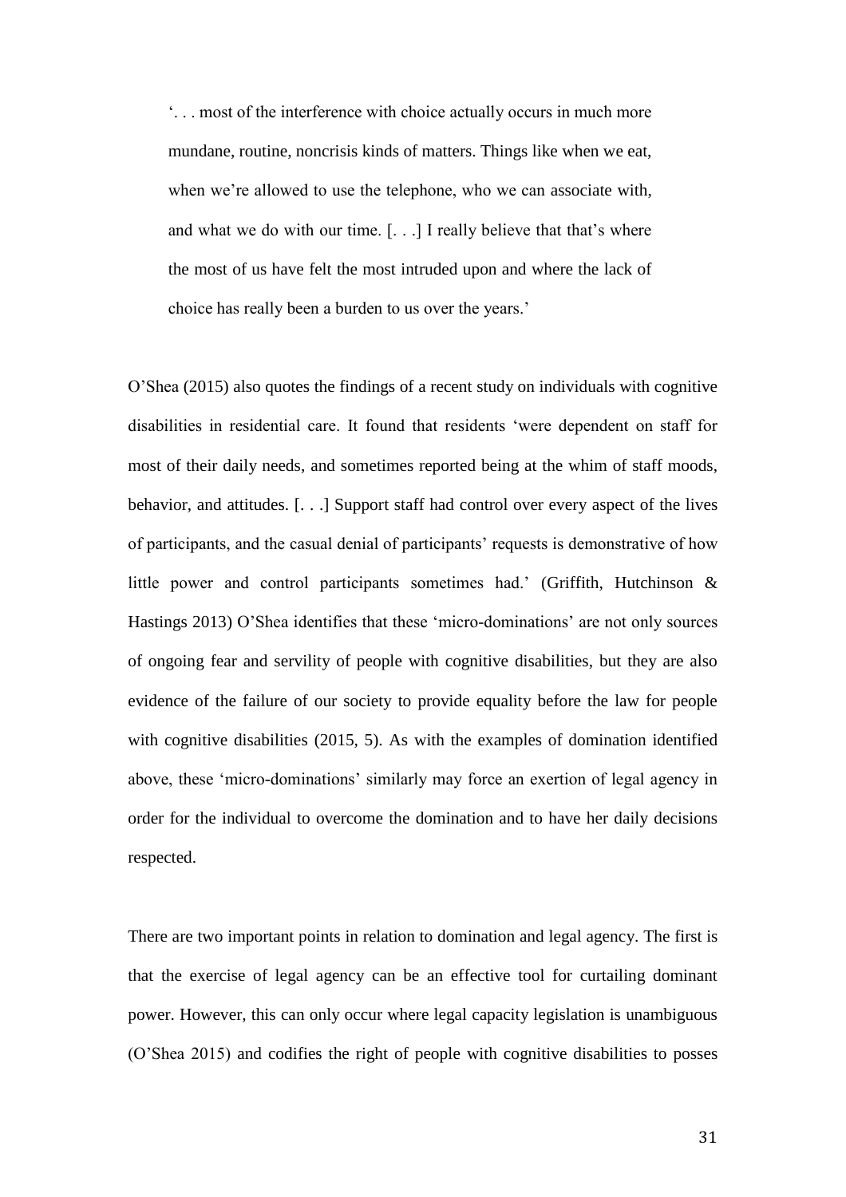> '. . . most of the interference with choice actually occurs in much more mundane, routine, noncrisis kinds of matters. Things like when we eat, when we're allowed to use the telephone, who we can associate with, and what we do with our time. [. . .] I really believe that that's where the most of us have felt the most intruded upon and where the lack of choice has really been a burden to us over the years.'

O'Shea (2015) also quotes the findings of a recent study on individuals with cognitive disabilities in residential care. It found that residents 'were dependent on staff for most of their daily needs, and sometimes reported being at the whim of staff moods, behavior, and attitudes. [. . .] Support staff had control over every aspect of the lives of participants, and the casual denial of participants' requests is demonstrative of how little power and control participants sometimes had.' (Griffith, Hutchinson & Hastings 2013) O'Shea identifies that these 'micro-dominations' are not only sources of ongoing fear and servility of people with cognitive disabilities, but they are also evidence of the failure of our society to provide equality before the law for people with cognitive disabilities (2015, 5). As with the examples of domination identified above, these 'micro-dominations' similarly may force an exertion of legal agency in order for the individual to overcome the domination and to have her daily decisions respected.

There are two important points in relation to domination and legal agency. The first is that the exercise of legal agency can be an effective tool for curtailing dominant power. However, this can only occur where legal capacity legislation is unambiguous (O'Shea 2015) and codifies the right of people with cognitive disabilities to posses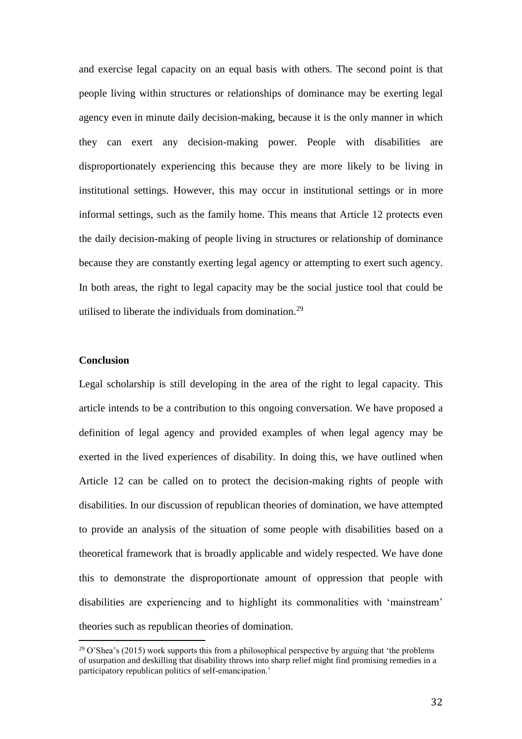and exercise legal capacity on an equal basis with others. The second point is that people living within structures or relationships of dominance may be exerting legal agency even in minute daily decision-making, because it is the only manner in which they can exert any decision-making power. People with disabilities are disproportionately experiencing this because they are more likely to be living in institutional settings. However, this may occur in institutional settings or in more informal settings, such as the family home. This means that Article 12 protects even the daily decision-making of people living in structures or relationship of dominance because they are constantly exerting legal agency or attempting to exert such agency. In both areas, the right to legal capacity may be the social justice tool that could be utilised to liberate the individuals from domination.[29]

## Conclusion

Legal scholarship is still developing in the area of the right to legal capacity. This article intends to be a contribution to this ongoing conversation. We have proposed a definition of legal agency and provided examples of when legal agency may be exerted in the lived experiences of disability. In doing this, we have outlined when Article 12 can be called on to protect the decision-making rights of people with disabilities. In our discussion of republican theories of domination, we have attempted to provide an analysis of the situation of some people with disabilities based on a theoretical framework that is broadly applicable and widely respected. We have done this to demonstrate the disproportionate amount of oppression that people with disabilities are experiencing and to highlight its commonalities with 'mainstream' theories such as republican theories of domination.

[29] O'Shea's (2015) work supports this from a philosophical perspective by arguing that 'the problems of usurpation and deskilling that disability throws into sharp relief might find promising remedies in a participatory republican politics of self-emancipation.'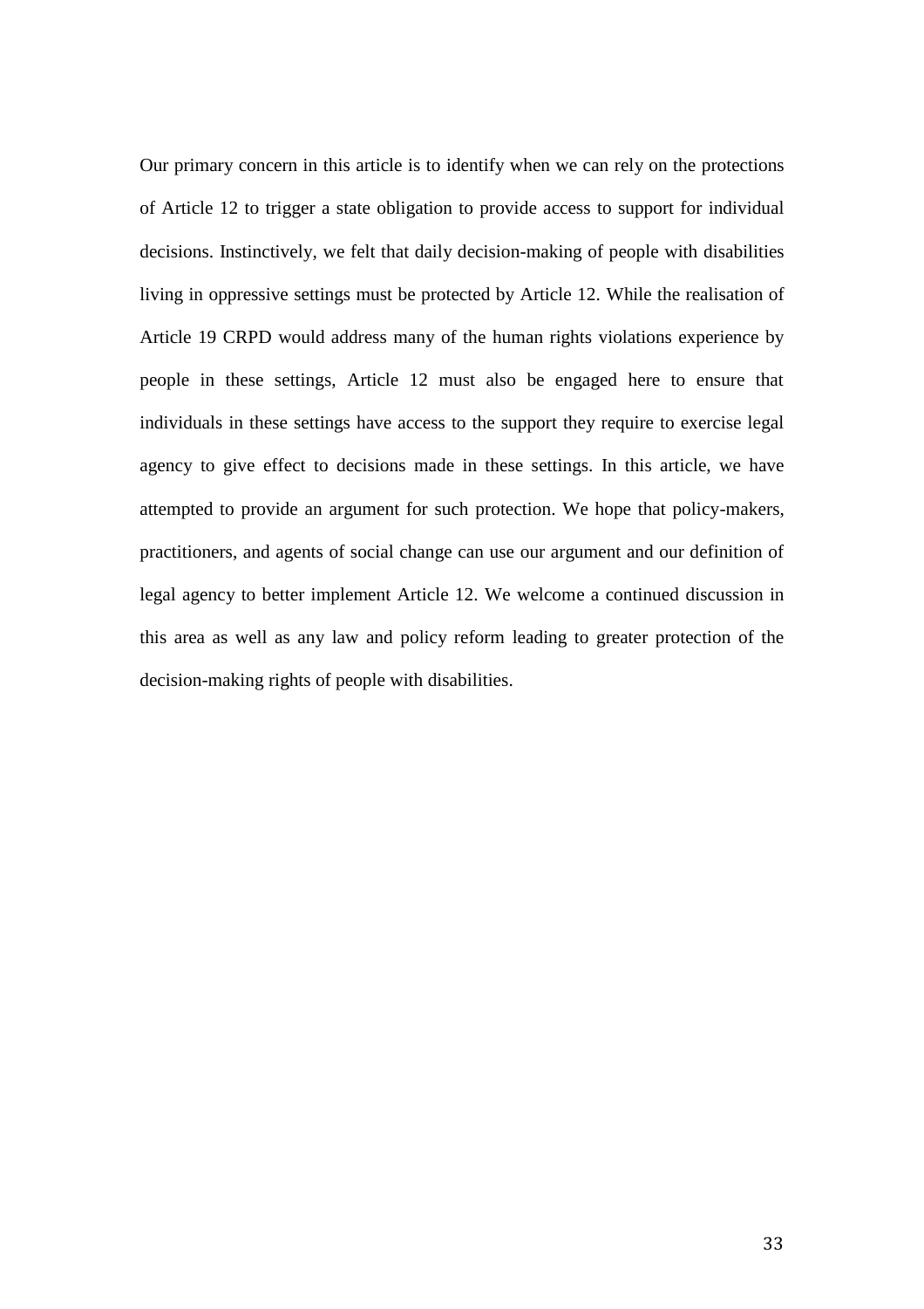Our primary concern in this article is to identify when we can rely on the protections of Article 12 to trigger a state obligation to provide access to support for individual decisions. Instinctively, we felt that daily decision-making of people with disabilities living in oppressive settings must be protected by Article 12. While the realisation of Article 19 CRPD would address many of the human rights violations experience by people in these settings, Article 12 must also be engaged here to ensure that individuals in these settings have access to the support they require to exercise legal agency to give effect to decisions made in these settings. In this article, we have attempted to provide an argument for such protection. We hope that policy-makers, practitioners, and agents of social change can use our argument and our definition of legal agency to better implement Article 12. We welcome a continued discussion in this area as well as any law and policy reform leading to greater protection of the decision-making rights of people with disabilities.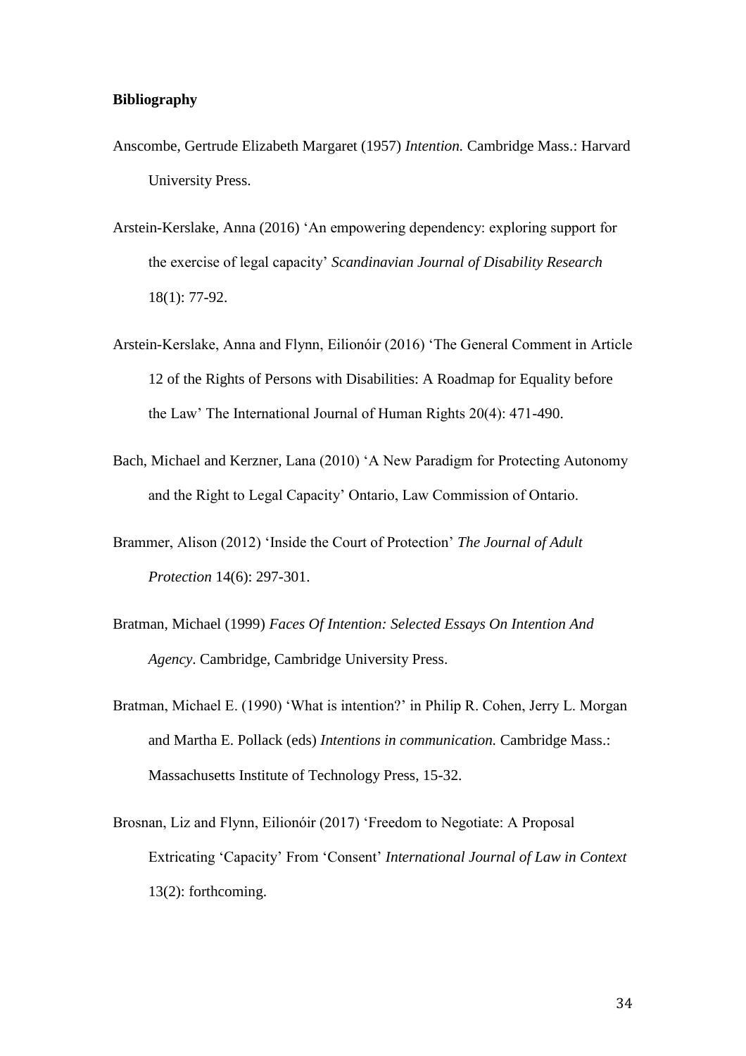**Bibliography**

Anscombe, Gertrude Elizabeth Margaret (1957) *Intention.* Cambridge Mass.: Harvard University Press.

Arstein-Kerslake, Anna (2016) 'An empowering dependency: exploring support for the exercise of legal capacity' *Scandinavian Journal of Disability Research* 18(1): 77-92.

Arstein-Kerslake, Anna and Flynn, Eilionóir (2016) 'The General Comment in Article 12 of the Rights of Persons with Disabilities: A Roadmap for Equality before the Law' The International Journal of Human Rights 20(4): 471-490.

Bach, Michael and Kerzner, Lana (2010) 'A New Paradigm for Protecting Autonomy and the Right to Legal Capacity' Ontario, Law Commission of Ontario.

Brammer, Alison (2012) 'Inside the Court of Protection' *The Journal of Adult Protection* 14(6): 297-301.

Bratman, Michael (1999) *Faces Of Intention: Selected Essays On Intention And Agency*. Cambridge, Cambridge University Press.

Bratman, Michael E. (1990) 'What is intention?' in Philip R. Cohen, Jerry L. Morgan and Martha E. Pollack (eds) *Intentions in communication.* Cambridge Mass.: Massachusetts Institute of Technology Press, 15-32.

Brosnan, Liz and Flynn, Eilionóir (2017) 'Freedom to Negotiate: A Proposal Extricating 'Capacity' From 'Consent' *International Journal of Law in Context* 13(2): forthcoming.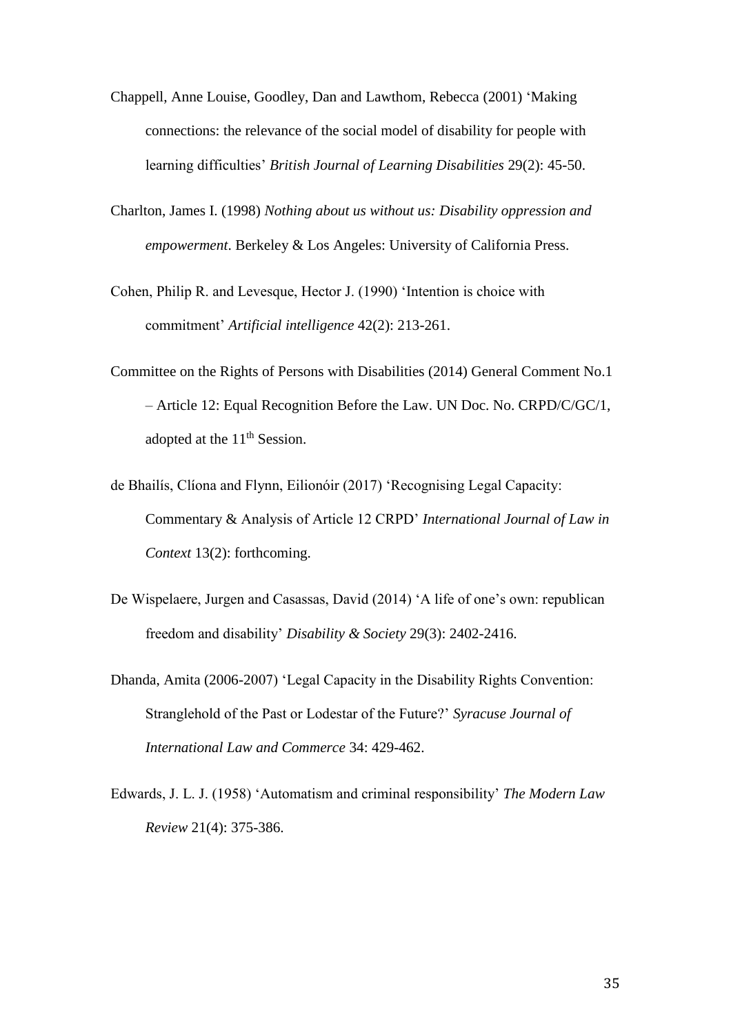Chappell, Anne Louise, Goodley, Dan and Lawthom, Rebecca (2001) 'Making connections: the relevance of the social model of disability for people with learning difficulties' *British Journal of Learning Disabilities* 29(2): 45-50.

Charlton, James I. (1998) *Nothing about us without us: Disability oppression and empowerment*. Berkeley & Los Angeles: University of California Press.

Cohen, Philip R. and Levesque, Hector J. (1990) 'Intention is choice with commitment' *Artificial intelligence* 42(2): 213-261.

Committee on the Rights of Persons with Disabilities (2014) General Comment No.1 – Article 12: Equal Recognition Before the Law. UN Doc. No. CRPD/C/GC/1, adopted at the 11th Session.

de Bhailís, Clíona and Flynn, Eilionóir (2017) 'Recognising Legal Capacity: Commentary & Analysis of Article 12 CRPD' *International Journal of Law in Context* 13(2): forthcoming.

De Wispelaere, Jurgen and Casassas, David (2014) 'A life of one's own: republican freedom and disability' *Disability & Society* 29(3): 2402-2416.

Dhanda, Amita (2006-2007) 'Legal Capacity in the Disability Rights Convention: Stranglehold of the Past or Lodestar of the Future?' *Syracuse Journal of International Law and Commerce* 34: 429-462.

Edwards, J. L. J. (1958) 'Automatism and criminal responsibility' *The Modern Law Review* 21(4): 375-386.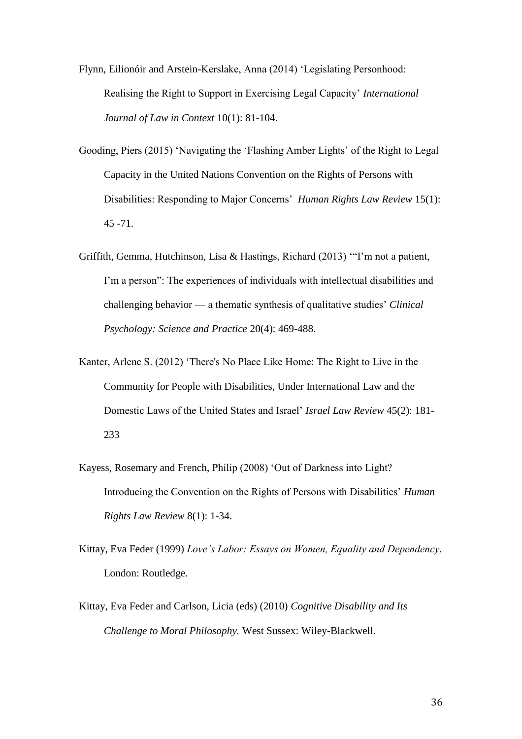Flynn, Eilionóir and Arstein-Kerslake, Anna (2014) 'Legislating Personhood: Realising the Right to Support in Exercising Legal Capacity' *International Journal of Law in Context* 10(1): 81-104.

Gooding, Piers (2015) 'Navigating the 'Flashing Amber Lights' of the Right to Legal Capacity in the United Nations Convention on the Rights of Persons with Disabilities: Responding to Major Concerns' *Human Rights Law Review* 15(1): 45 -71.

Griffith, Gemma, Hutchinson, Lisa & Hastings, Richard (2013) '"I'm not a patient, I'm a person": The experiences of individuals with intellectual disabilities and challenging behavior — a thematic synthesis of qualitative studies' *Clinical Psychology: Science and Practice* 20(4): 469-488.

Kanter, Arlene S. (2012) 'There's No Place Like Home: The Right to Live in the Community for People with Disabilities, Under International Law and the Domestic Laws of the United States and Israel' *Israel Law Review* 45(2): 181-233

Kayess, Rosemary and French, Philip (2008) 'Out of Darkness into Light? Introducing the Convention on the Rights of Persons with Disabilities' *Human Rights Law Review* 8(1): 1-34.

Kittay, Eva Feder (1999) *Love's Labor: Essays on Women, Equality and Dependency*. London: Routledge.

Kittay, Eva Feder and Carlson, Licia (eds) (2010) *Cognitive Disability and Its Challenge to Moral Philosophy.* West Sussex: Wiley-Blackwell.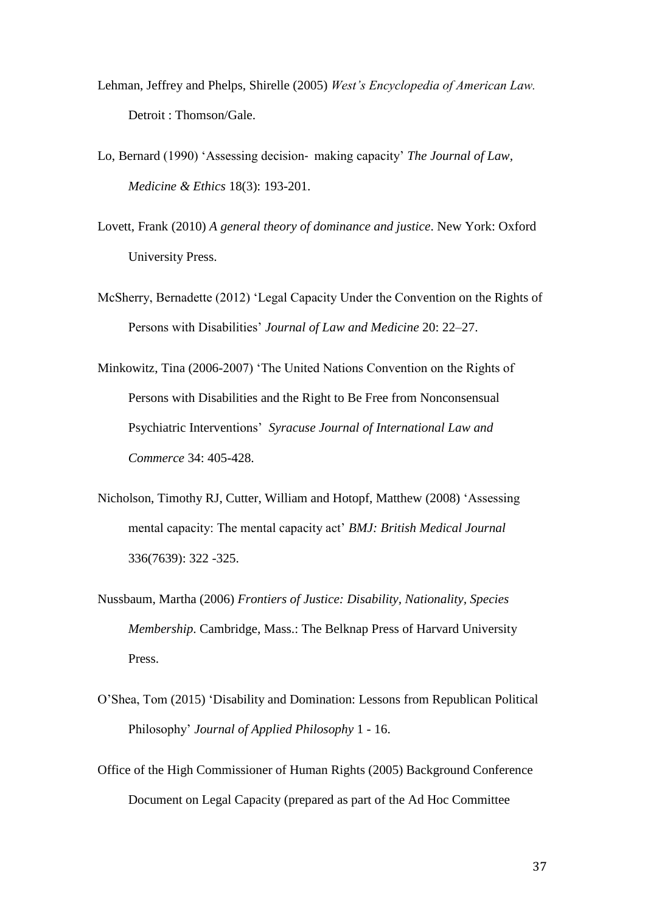Lehman, Jeffrey and Phelps, Shirelle (2005) *West's Encyclopedia of American Law.* Detroit : Thomson/Gale.

Lo, Bernard (1990) 'Assessing decision- making capacity' *The Journal of Law, Medicine & Ethics* 18(3): 193-201.

Lovett, Frank (2010) *A general theory of dominance and justice*. New York: Oxford University Press.

McSherry, Bernadette (2012) 'Legal Capacity Under the Convention on the Rights of Persons with Disabilities' *Journal of Law and Medicine* 20: 22–27.

Minkowitz, Tina (2006-2007) 'The United Nations Convention on the Rights of Persons with Disabilities and the Right to Be Free from Nonconsensual Psychiatric Interventions' *Syracuse Journal of International Law and Commerce* 34: 405-428.

Nicholson, Timothy RJ, Cutter, William and Hotopf, Matthew (2008) 'Assessing mental capacity: The mental capacity act' *BMJ: British Medical Journal* 336(7639): 322 -325.

Nussbaum, Martha (2006) *Frontiers of Justice: Disability, Nationality, Species Membership*. Cambridge, Mass.: The Belknap Press of Harvard University Press.

O'Shea, Tom (2015) 'Disability and Domination: Lessons from Republican Political Philosophy' *Journal of Applied Philosophy* 1 - 16.

Office of the High Commissioner of Human Rights (2005) Background Conference Document on Legal Capacity (prepared as part of the Ad Hoc Committee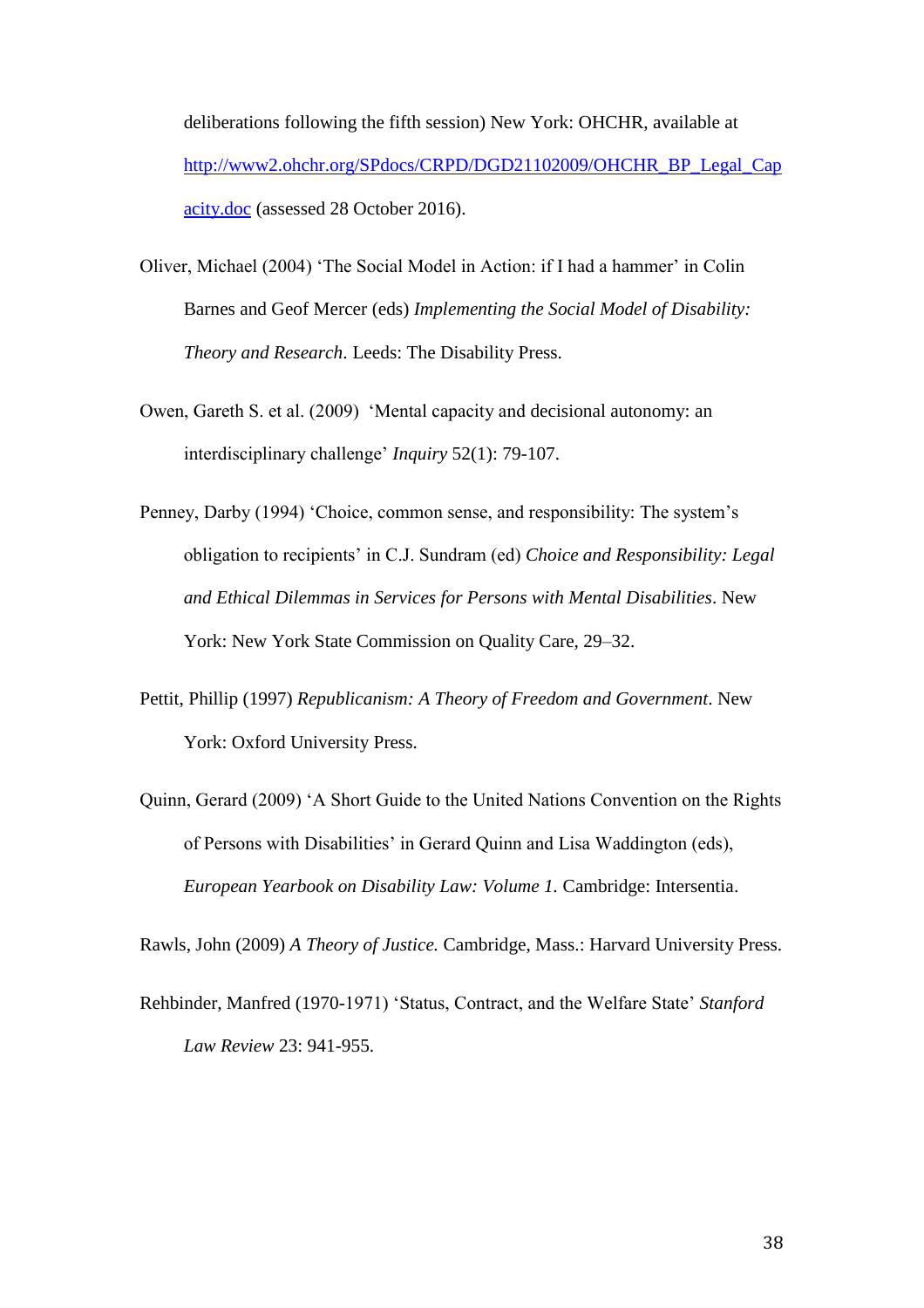deliberations following the fifth session) New York: OHCHR, available at [http://www2.ohchr.org/SPdocs/CRPD/DGD21102009/OHCHR_BP_Legal_Capacity.doc](http://www2.ohchr.org/SPdocs/CRPD/DGD21102009/OHCHR_BP_Legal_Capacity.doc) (assessed 28 October 2016).

Oliver, Michael (2004) 'The Social Model in Action: if I had a hammer' in Colin Barnes and Geof Mercer (eds) *Implementing the Social Model of Disability: Theory and Research*. Leeds: The Disability Press.

Owen, Gareth S. et al. (2009) 'Mental capacity and decisional autonomy: an interdisciplinary challenge' *Inquiry* 52(1): 79-107.

Penney, Darby (1994) 'Choice, common sense, and responsibility: The system's obligation to recipients' in C.J. Sundram (ed) *Choice and Responsibility: Legal and Ethical Dilemmas in Services for Persons with Mental Disabilities*. New York: New York State Commission on Quality Care, 29–32.

Pettit, Phillip (1997) *Republicanism: A Theory of Freedom and Government*. New York: Oxford University Press.

Quinn, Gerard (2009) 'A Short Guide to the United Nations Convention on the Rights of Persons with Disabilities' in Gerard Quinn and Lisa Waddington (eds), *European Yearbook on Disability Law: Volume 1.* Cambridge: Intersentia.

Rawls, John (2009) *A Theory of Justice.* Cambridge, Mass.: Harvard University Press.

Rehbinder, Manfred (1970-1971) 'Status, Contract, and the Welfare State' *Stanford Law Review* 23: 941-955.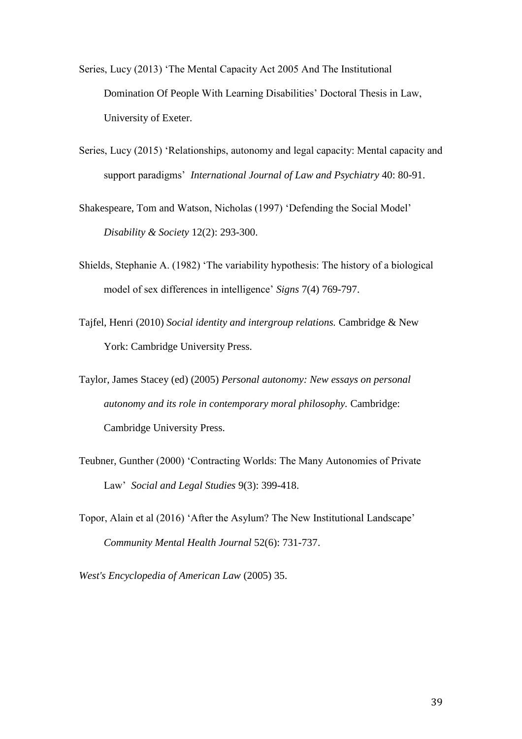Series, Lucy (2013) 'The Mental Capacity Act 2005 And The Institutional Domination Of People With Learning Disabilities' Doctoral Thesis in Law, University of Exeter.

Series, Lucy (2015) 'Relationships, autonomy and legal capacity: Mental capacity and support paradigms' *International Journal of Law and Psychiatry* 40: 80-91.

Shakespeare, Tom and Watson, Nicholas (1997) 'Defending the Social Model' *Disability & Society* 12(2): 293-300.

Shields, Stephanie A. (1982) 'The variability hypothesis: The history of a biological model of sex differences in intelligence' *Signs* 7(4) 769-797.

Tajfel, Henri (2010) *Social identity and intergroup relations.* Cambridge & New York: Cambridge University Press.

Taylor, James Stacey (ed) (2005) *Personal autonomy: New essays on personal autonomy and its role in contemporary moral philosophy.* Cambridge: Cambridge University Press.

Teubner, Gunther (2000) 'Contracting Worlds: The Many Autonomies of Private Law' *Social and Legal Studies* 9(3): 399-418.

Topor, Alain et al (2016) 'After the Asylum? The New Institutional Landscape' *Community Mental Health Journal* 52(6): 731-737.

*West's Encyclopedia of American Law* (2005) 35.